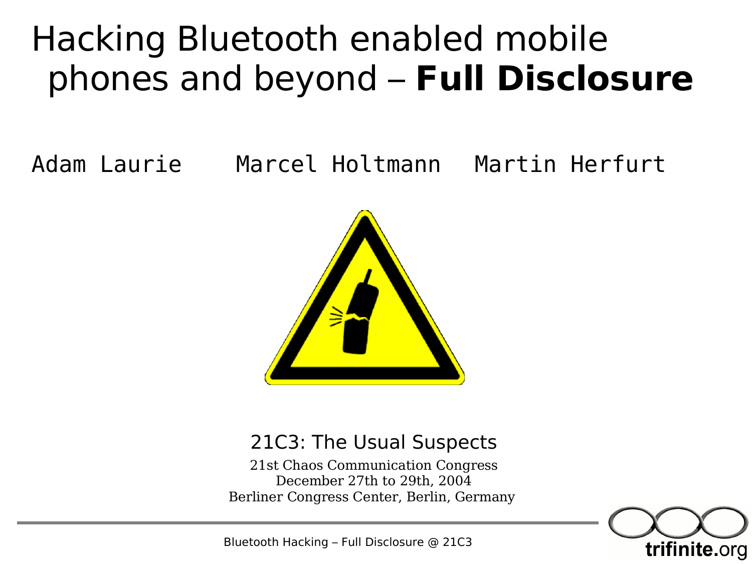# Hacking Bluetooth enabled mobile phones and beyond – **Full Disclosure**

Adam Laurie    Marcel Holtmann    Martin Herfurt

21C3: The Usual Suspects

21st Chaos Communication Congress
December 27th to 29th, 2004
Berliner Congress Center, Berlin, Germany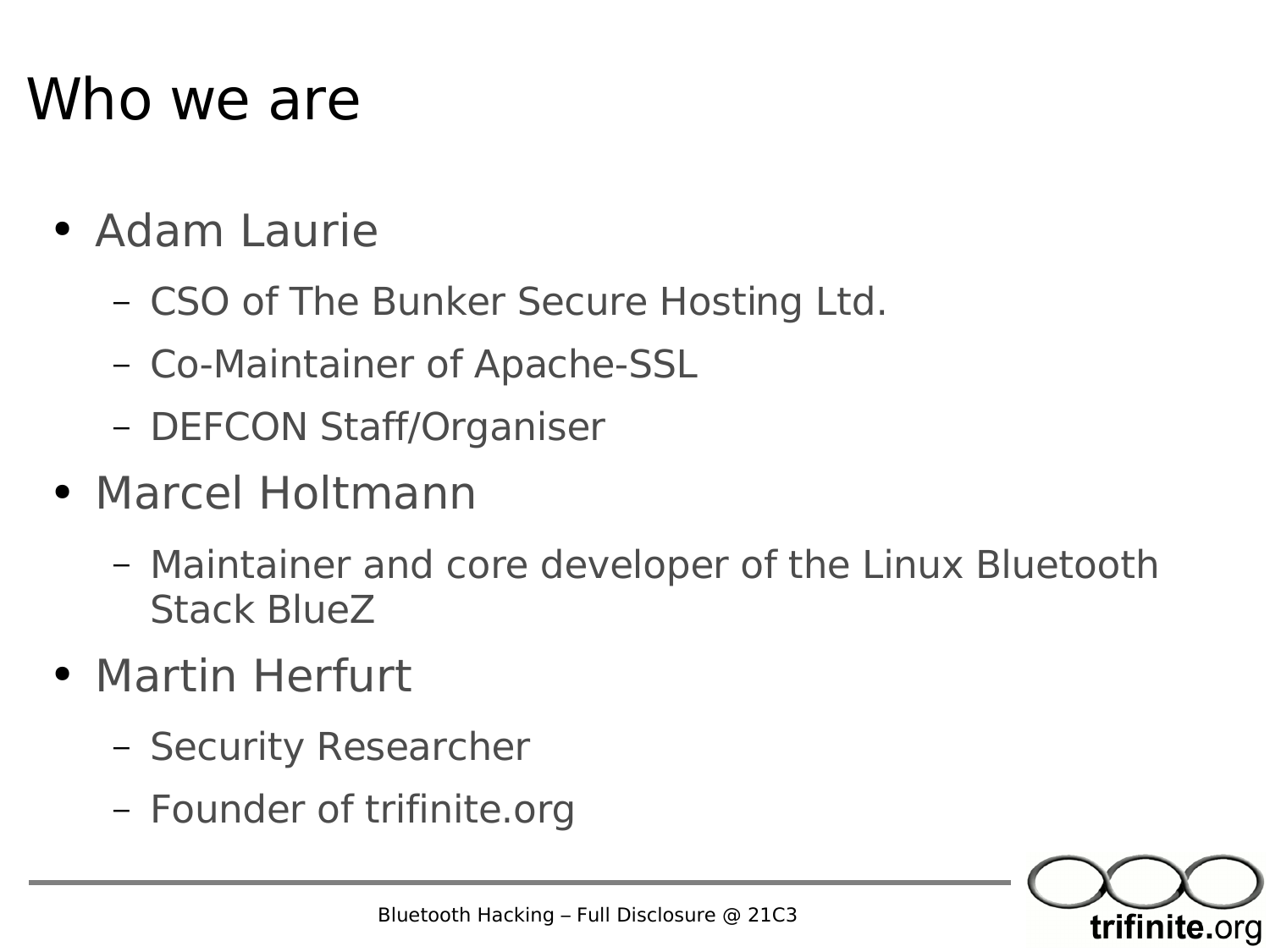# Who we are

- Adam Laurie
  - CSO of The Bunker Secure Hosting Ltd.
  - Co-Maintainer of Apache-SSL
  - DEFCON Staff/Organiser
- Marcel Holtmann
  - Maintainer and core developer of the Linux Bluetooth Stack BlueZ
- Martin Herfurt
  - Security Researcher
  - Founder of trifinite.org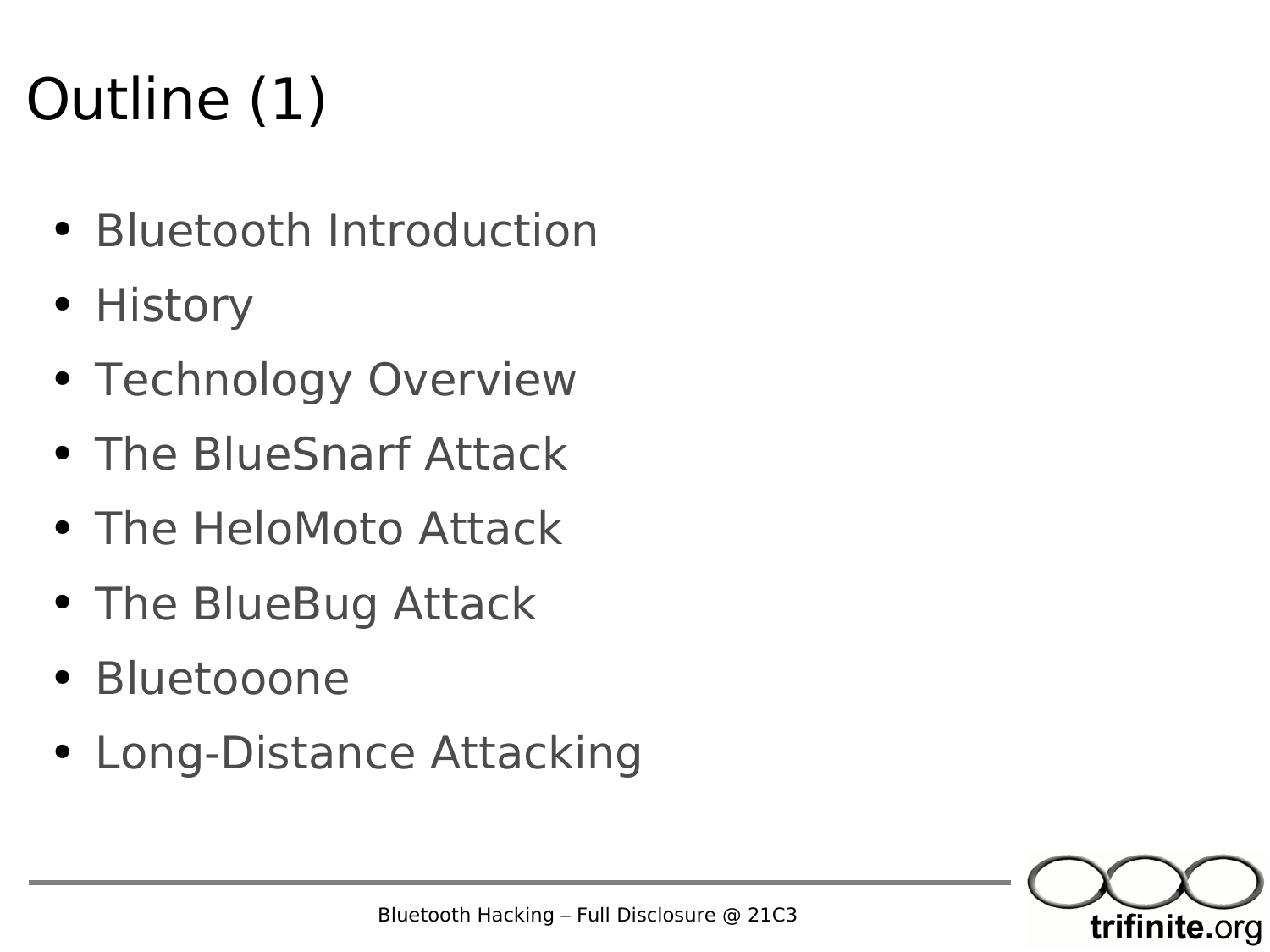# Outline (1)

- Bluetooth Introduction
- History
- Technology Overview
- The BlueSnarf Attack
- The HeloMoto Attack
- The BlueBug Attack
- Bluetooone
- Long-Distance Attacking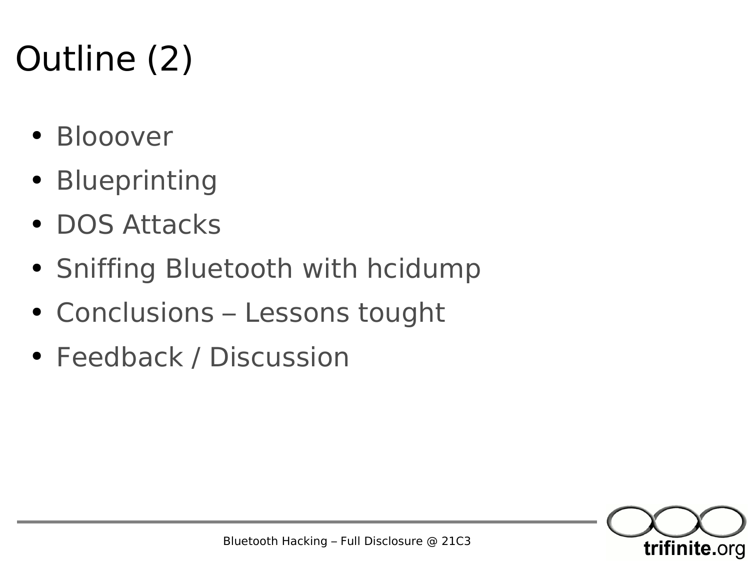# Outline (2)

- Blooover
- Blueprinting
- DOS Attacks
- Sniffing Bluetooth with hcidump
- Conclusions – Lessons tought
- Feedback / Discussion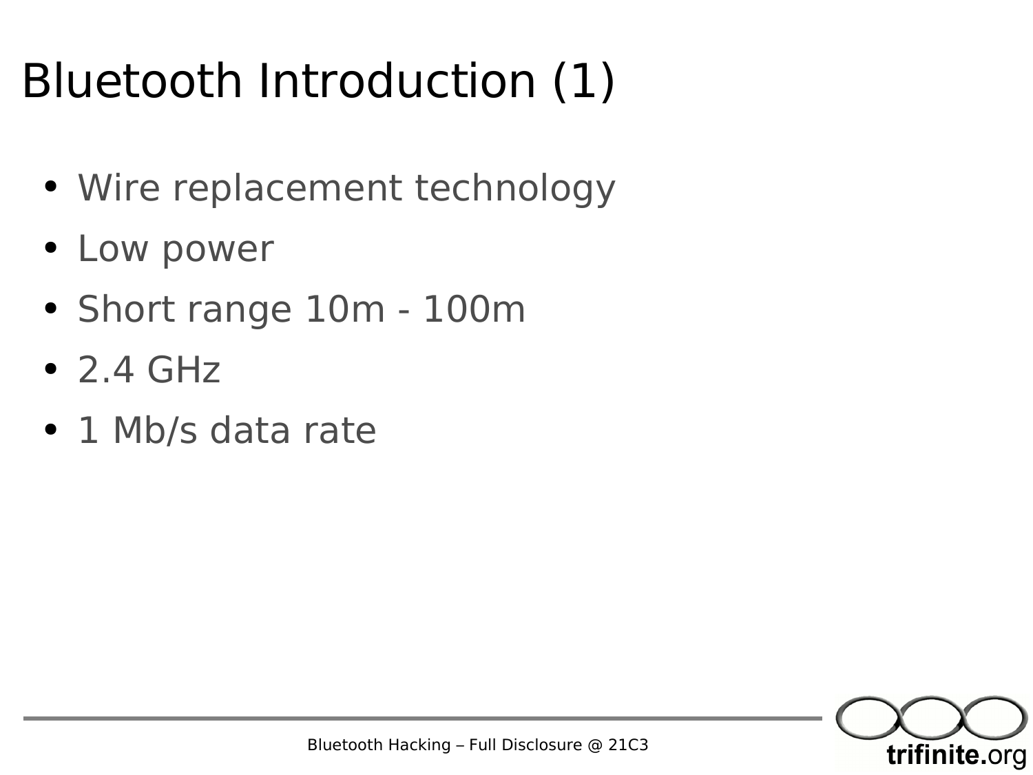# Bluetooth Introduction (1)

- Wire replacement technology
- Low power
- Short range 10m - 100m
- 2.4 GHz
- 1 Mb/s data rate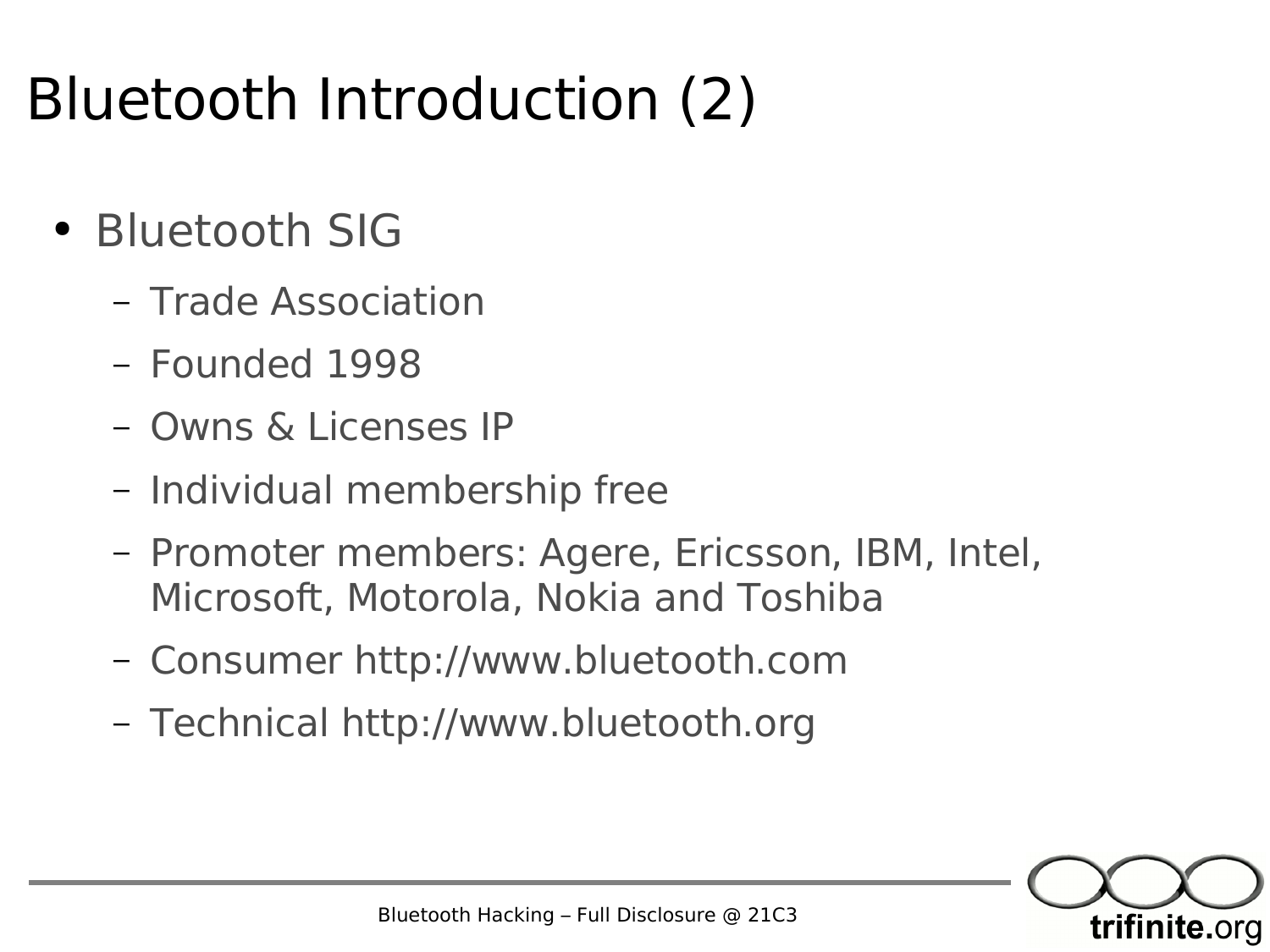# Bluetooth Introduction (2)

- Bluetooth SIG
  - Trade Association
  - Founded 1998
  - Owns & Licenses IP
  - Individual membership free
  - Promoter members: Agere, Ericsson, IBM, Intel, Microsoft, Motorola, Nokia and Toshiba
  - Consumer http://www.bluetooth.com
  - Technical http://www.bluetooth.org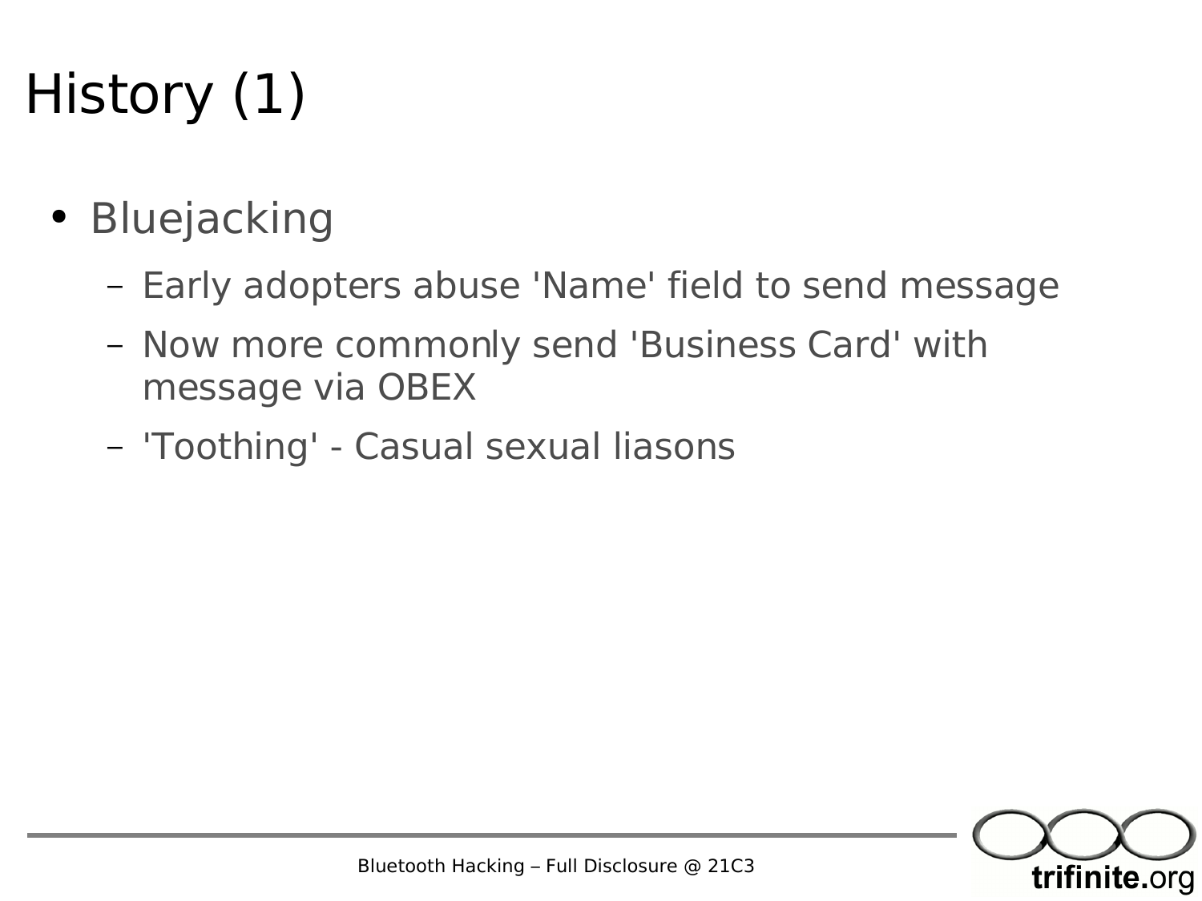# History (1)

- Bluejacking
  - Early adopters abuse 'Name' field to send message
  - Now more commonly send 'Business Card' with message via OBEX
  - 'Toothing' - Casual sexual liasons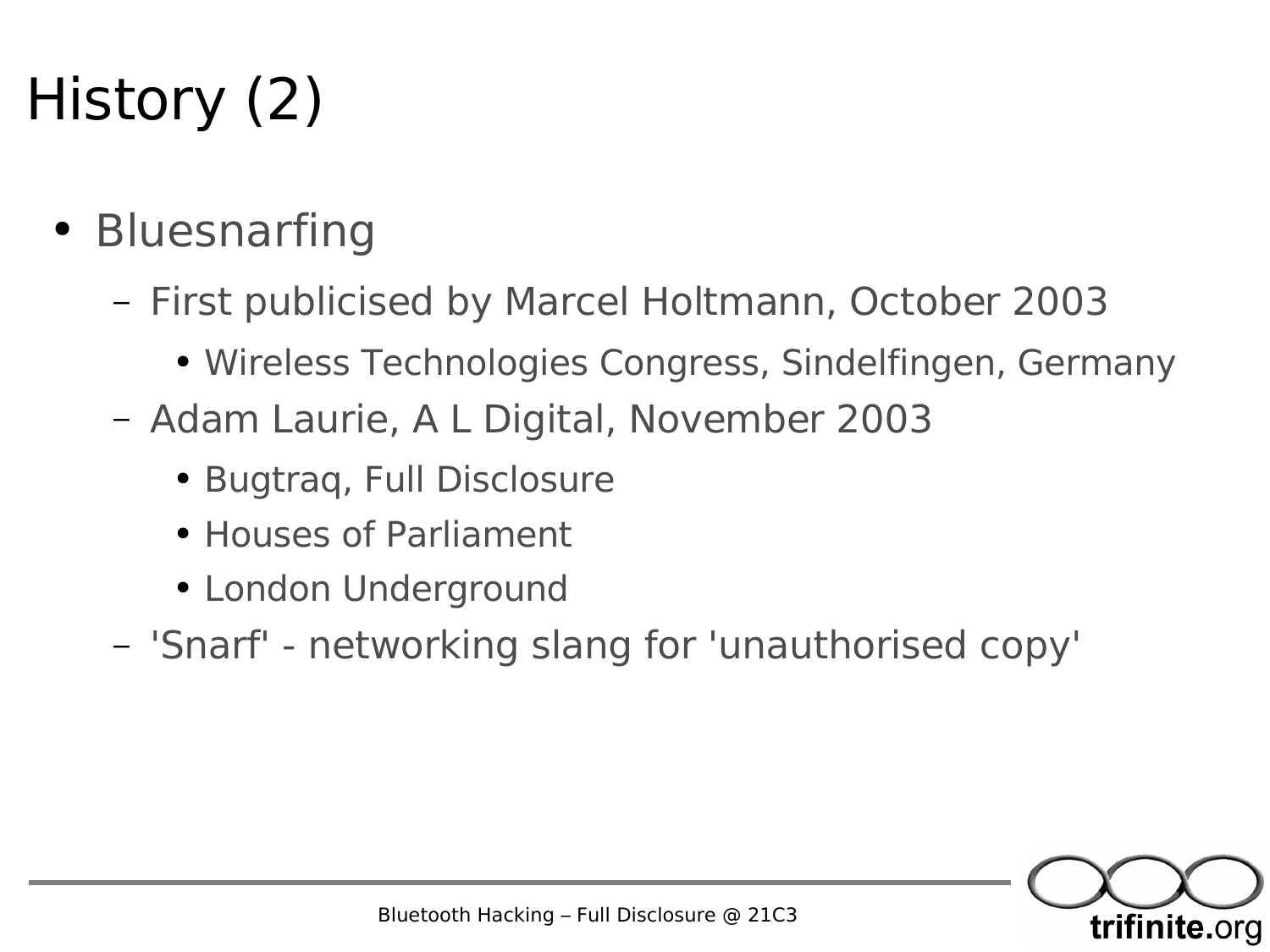# History (2)

- Bluesnarfing
  - First publicised by Marcel Holtmann, October 2003
    - Wireless Technologies Congress, Sindelfingen, Germany
  - Adam Laurie, A L Digital, November 2003
    - Bugtraq, Full Disclosure
    - Houses of Parliament
    - London Underground
  - 'Snarf' - networking slang for 'unauthorised copy'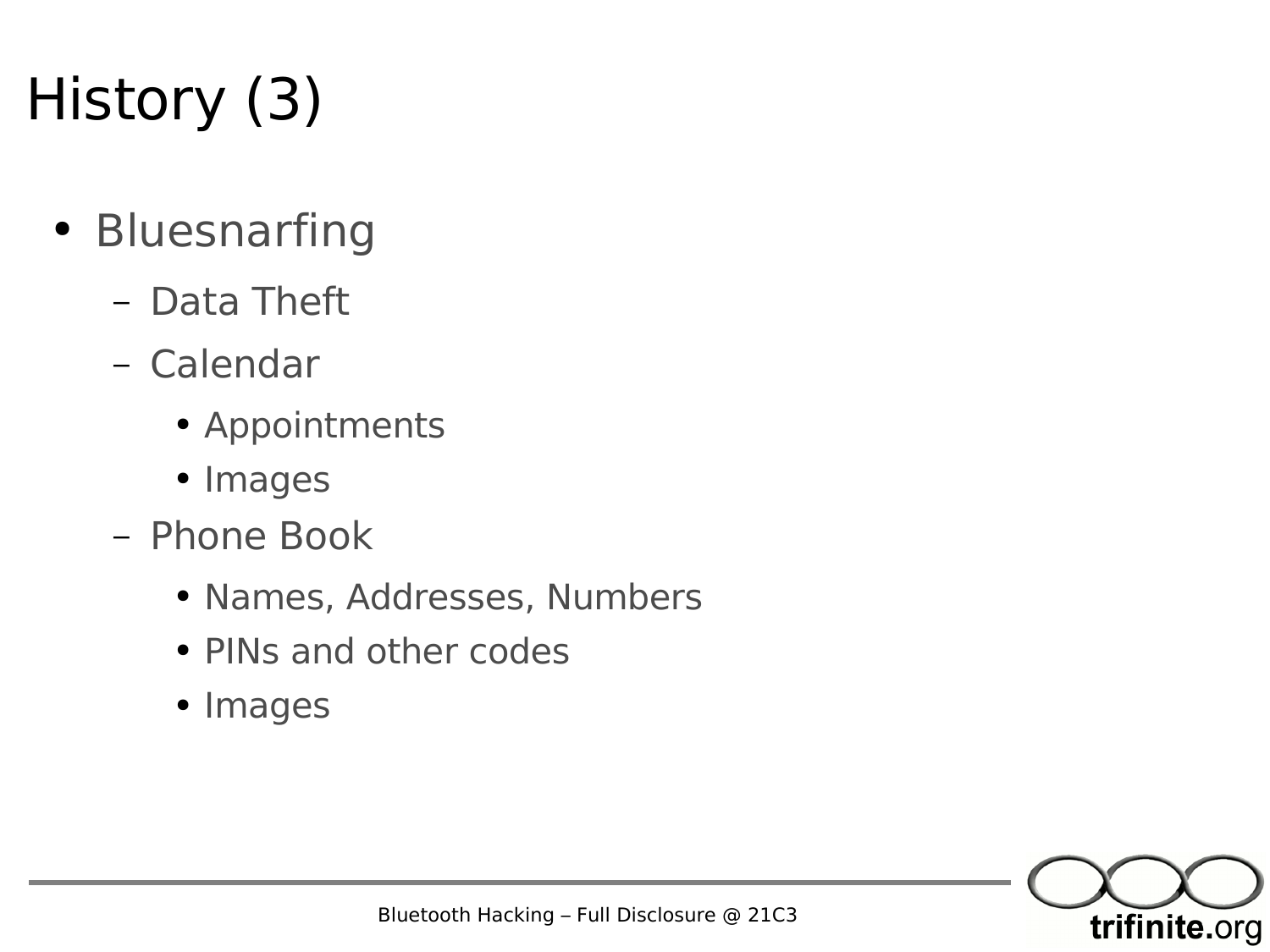# History (3)

- Bluesnarfing
  - Data Theft
  - Calendar
    - Appointments
    - Images
  - Phone Book
    - Names, Addresses, Numbers
    - PINs and other codes
    - Images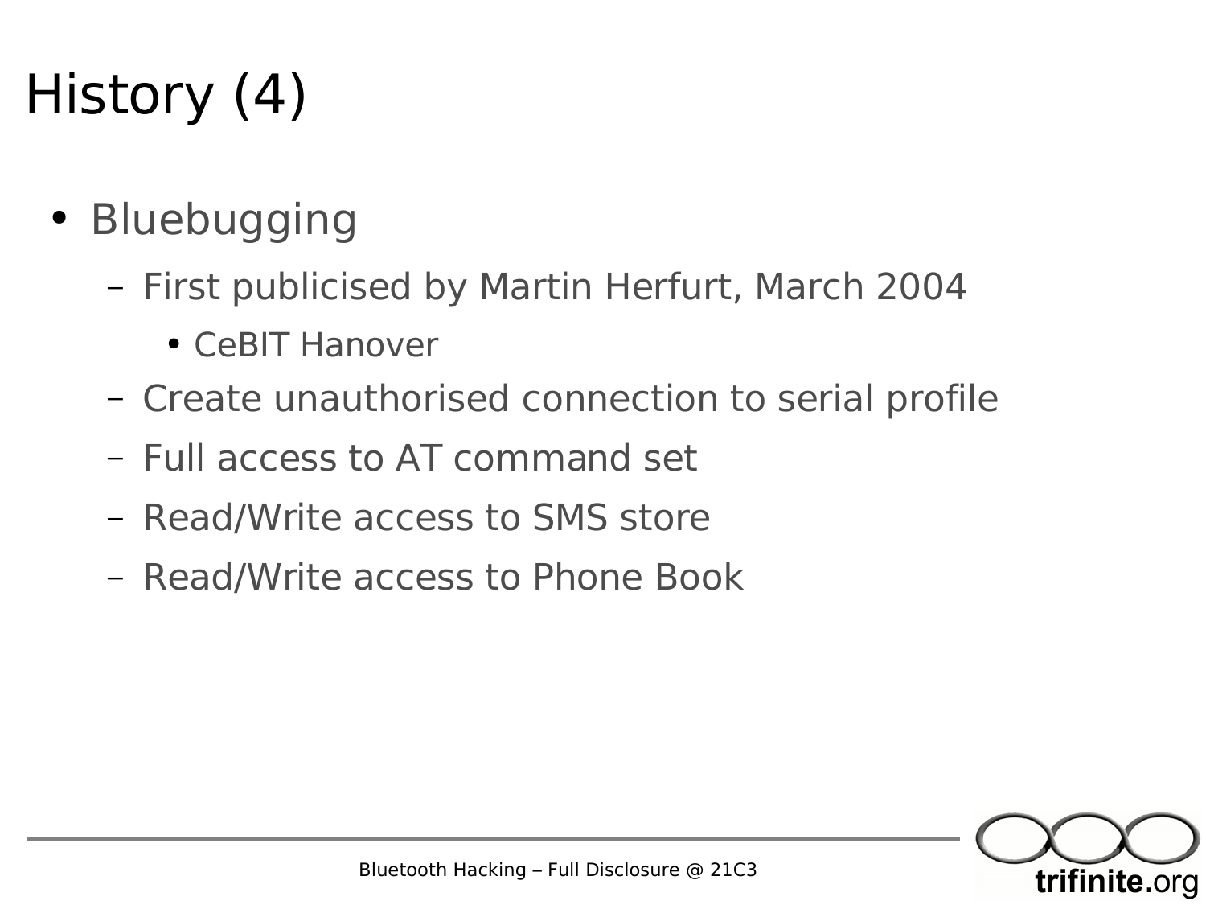# History (4)

- Bluebugging
  - First publicised by Martin Herfurt, March 2004
    - CeBIT Hanover
  - Create unauthorised connection to serial profile
  - Full access to AT command set
  - Read/Write access to SMS store
  - Read/Write access to Phone Book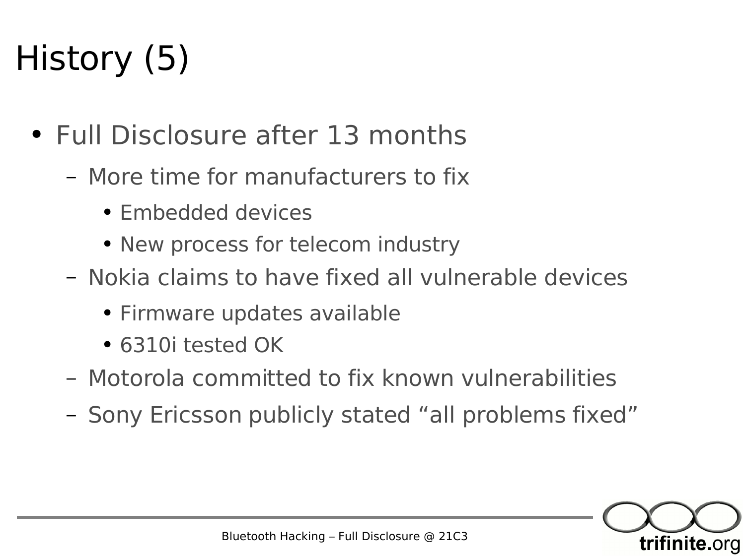# History (5)

- Full Disclosure after 13 months
  - More time for manufacturers to fix
    - Embedded devices
    - New process for telecom industry
  - Nokia claims to have fixed all vulnerable devices
    - Firmware updates available
    - 6310i tested OK
  - Motorola committed to fix known vulnerabilities
  - Sony Ericsson publicly stated “all problems fixed”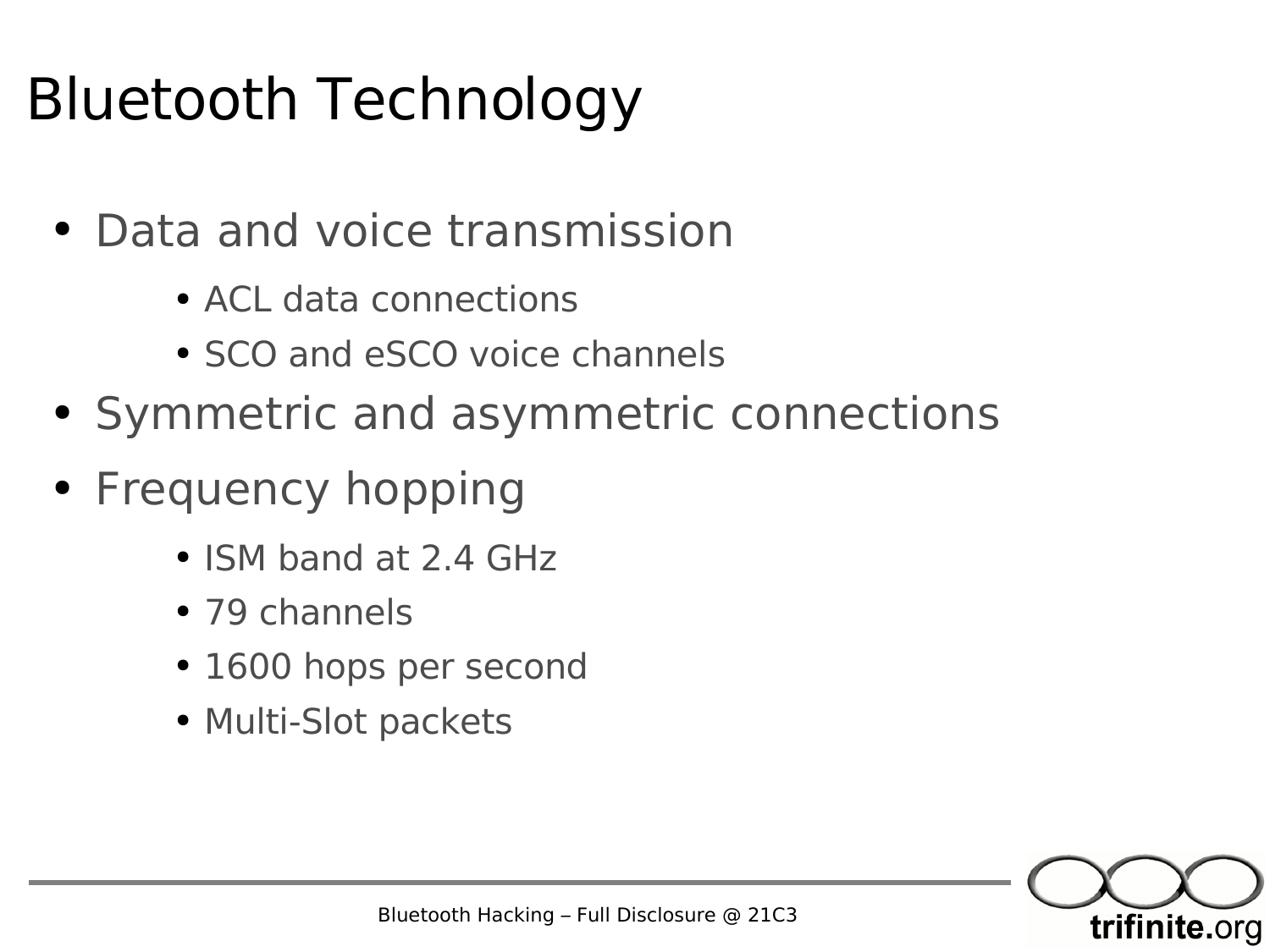# Bluetooth Technology

- Data and voice transmission
  - ACL data connections
  - SCO and eSCO voice channels
- Symmetric and asymmetric connections
- Frequency hopping
  - ISM band at 2.4 GHz
  - 79 channels
  - 1600 hops per second
  - Multi-Slot packets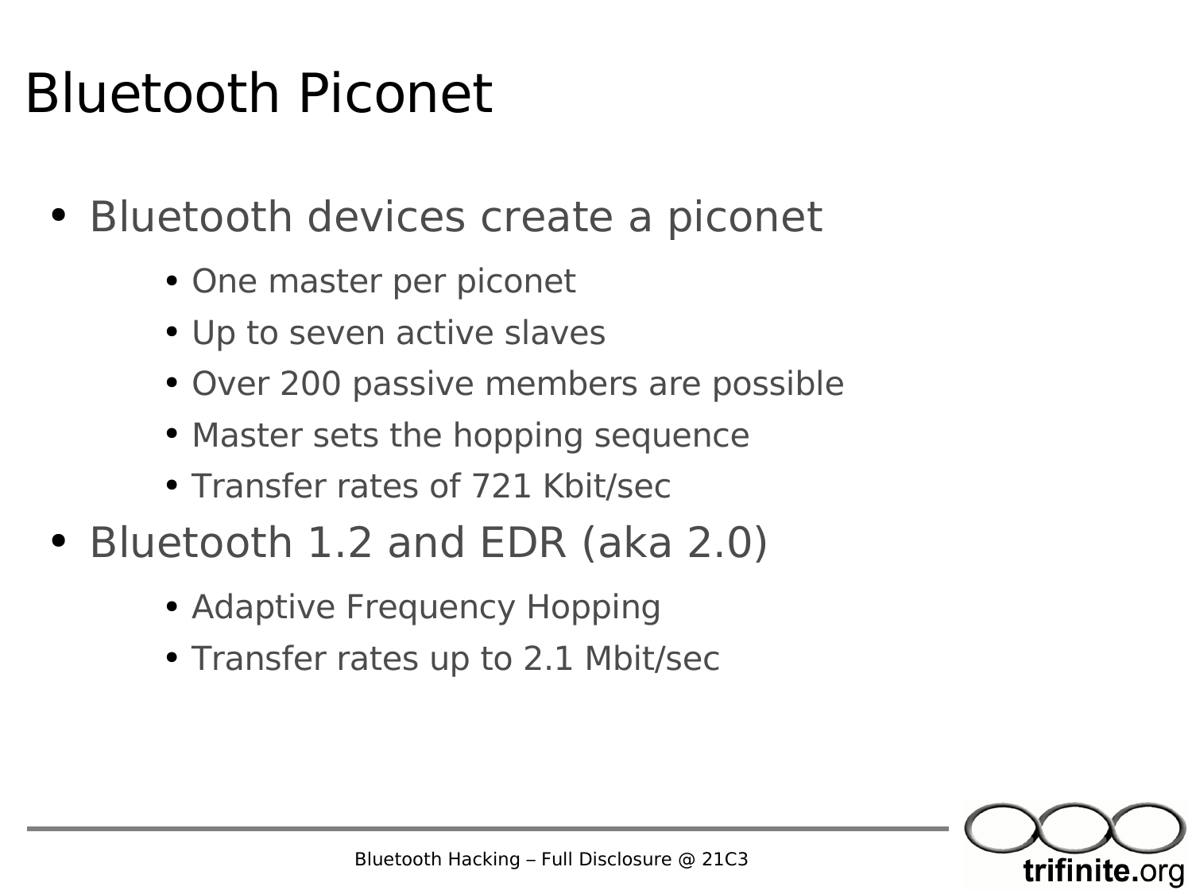# Bluetooth Piconet

- Bluetooth devices create a piconet
  - One master per piconet
  - Up to seven active slaves
  - Over 200 passive members are possible
  - Master sets the hopping sequence
  - Transfer rates of 721 Kbit/sec
- Bluetooth 1.2 and EDR (aka 2.0)
  - Adaptive Frequency Hopping
  - Transfer rates up to 2.1 Mbit/sec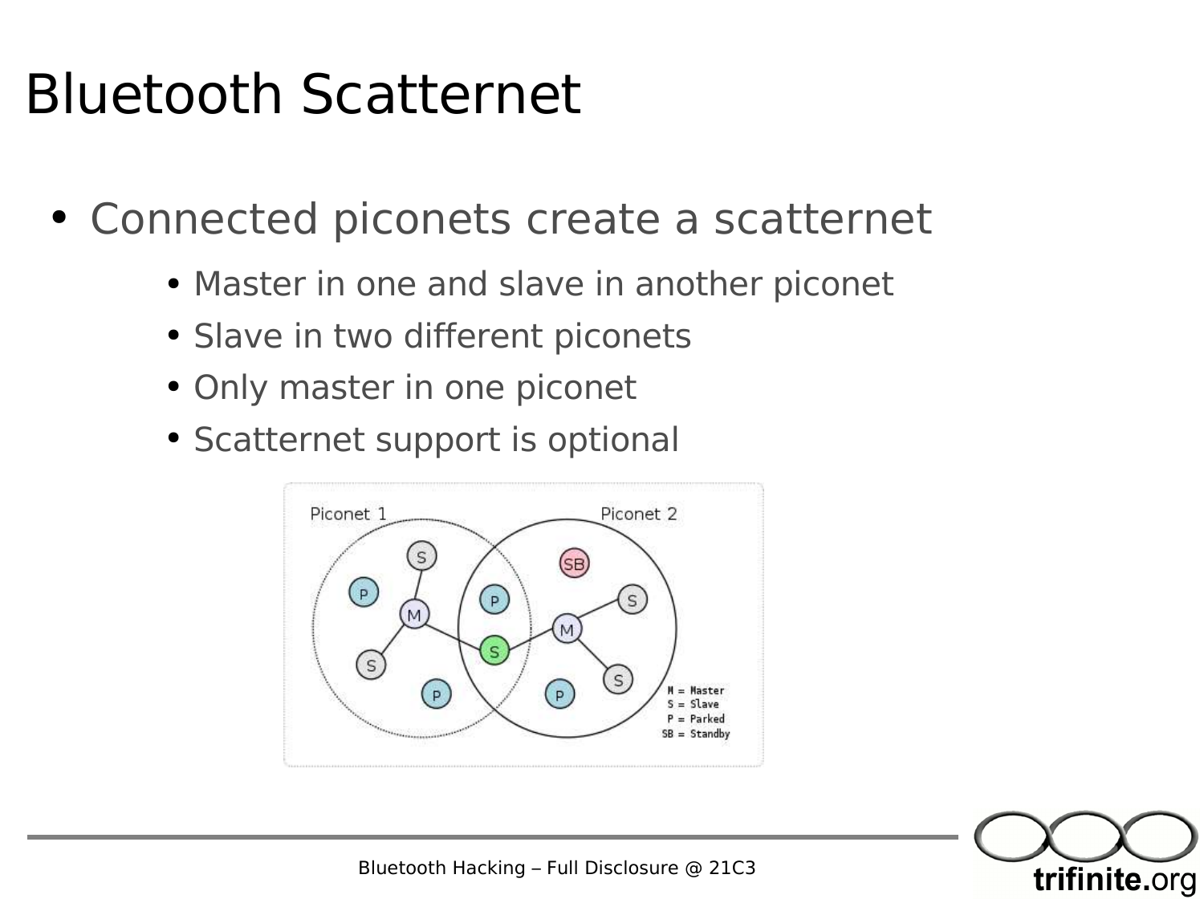# Bluetooth Scatternet

- Connected piconets create a scatternet
  - Master in one and slave in another piconet
  - Slave in two different piconets
  - Only master in one piconet
  - Scatternet support is optional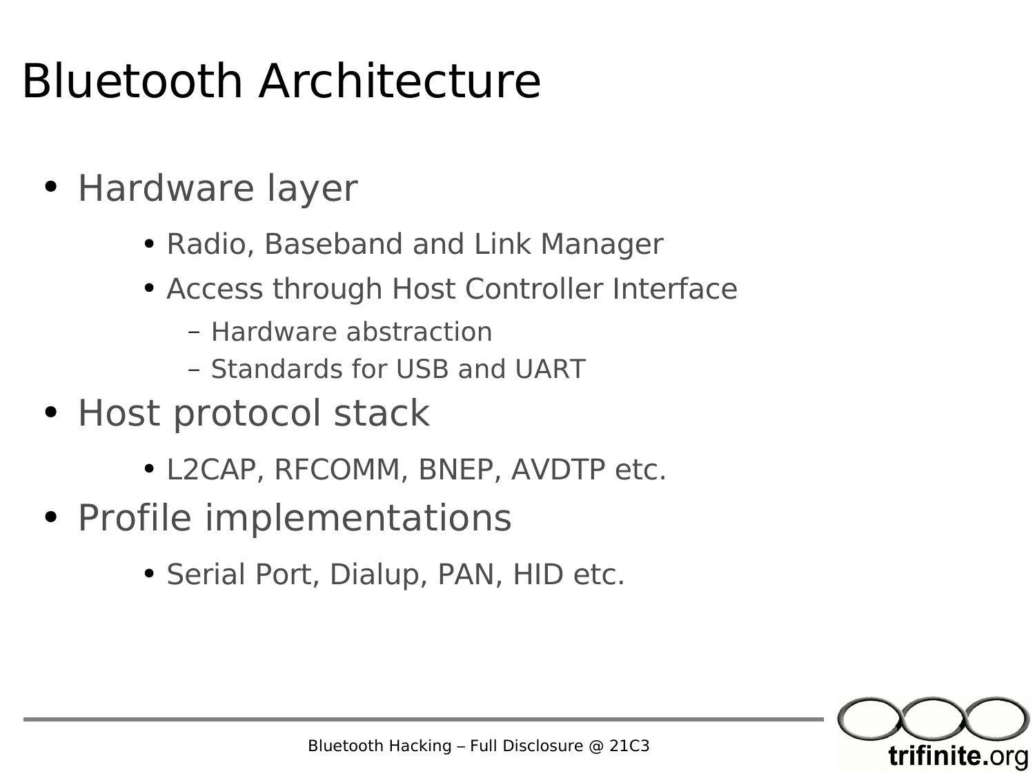# Bluetooth Architecture

- Hardware layer
  - Radio, Baseband and Link Manager
  - Access through Host Controller Interface
    - Hardware abstraction
    - Standards for USB and UART
- Host protocol stack
  - L2CAP, RFCOMM, BNEP, AVDTP etc.
- Profile implementations
  - Serial Port, Dialup, PAN, HID etc.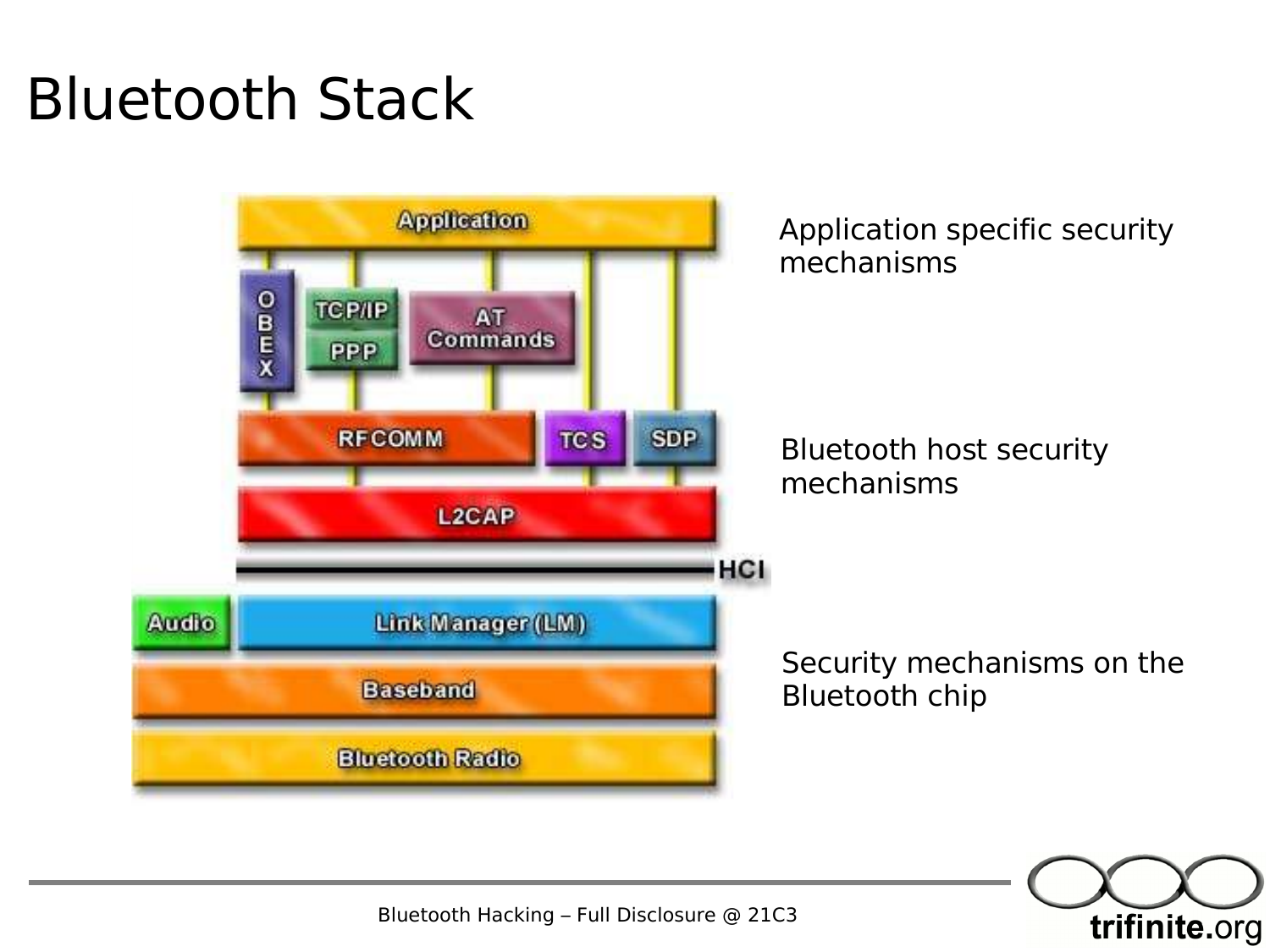# Bluetooth Stack

Application

OBEX

TCP/IP

PPP

AT Commands

RFCOMM

TCS

SDP

L2CAP

HCI

Audio

Link Manager (LM)

Baseband

Bluetooth Radio

Application specific security mechanisms

Bluetooth host security mechanisms

Security mechanisms on the Bluetooth chip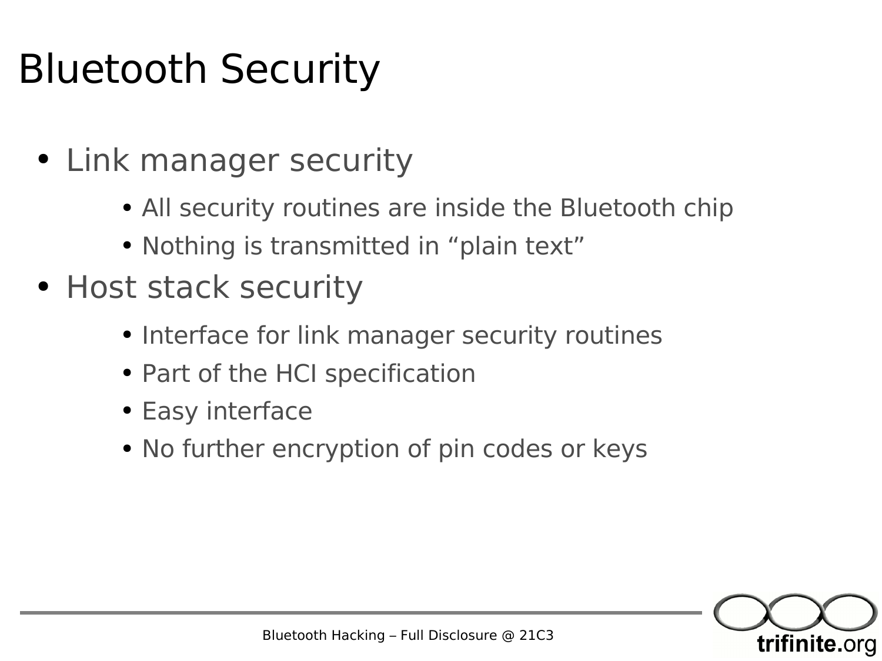# Bluetooth Security

- Link manager security
  - All security routines are inside the Bluetooth chip
  - Nothing is transmitted in “plain text”
- Host stack security
  - Interface for link manager security routines
  - Part of the HCI specification
  - Easy interface
  - No further encryption of pin codes or keys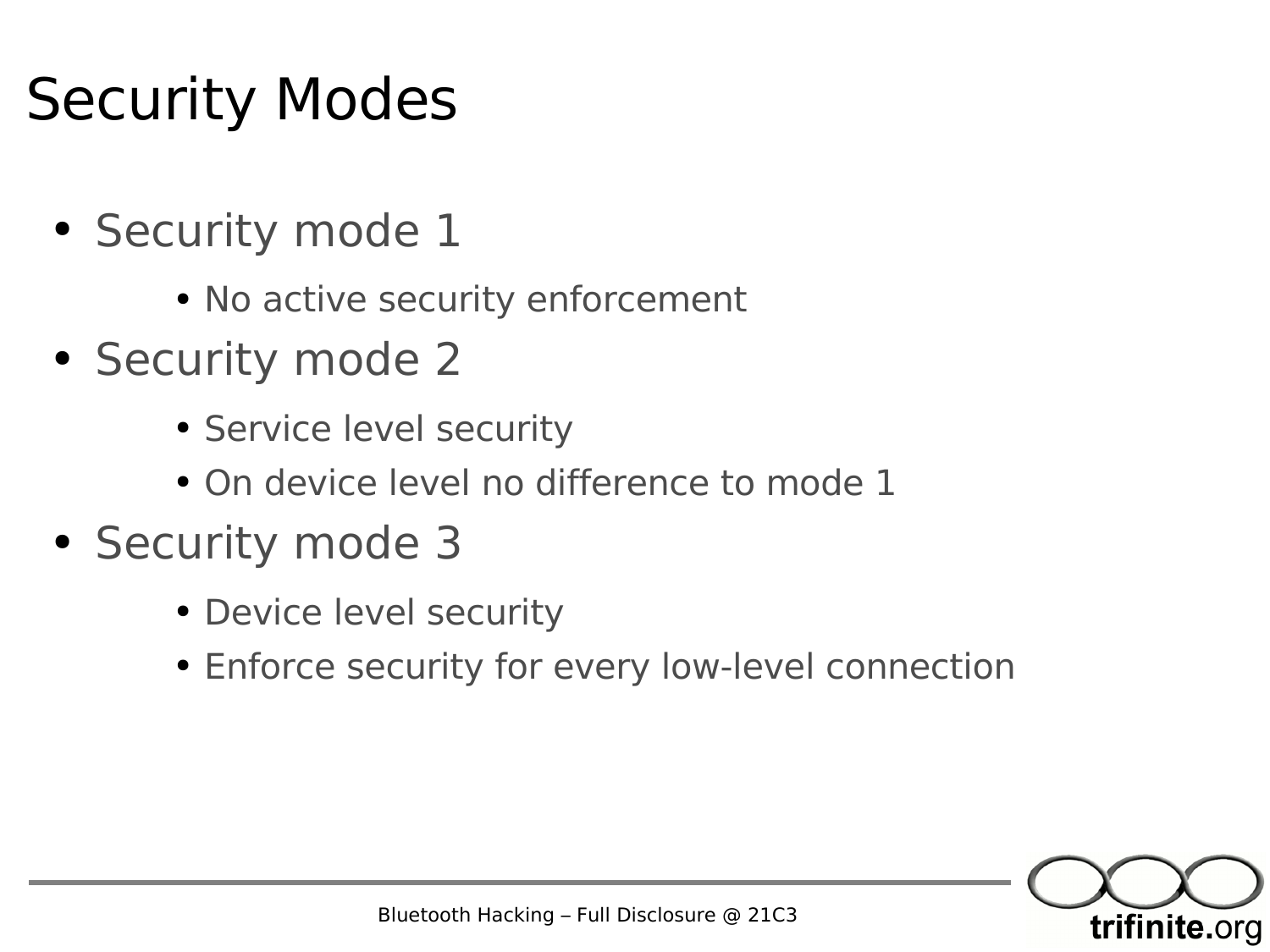# Security Modes

- Security mode 1
  - No active security enforcement
- Security mode 2
  - Service level security
  - On device level no difference to mode 1
- Security mode 3
  - Device level security
  - Enforce security for every low-level connection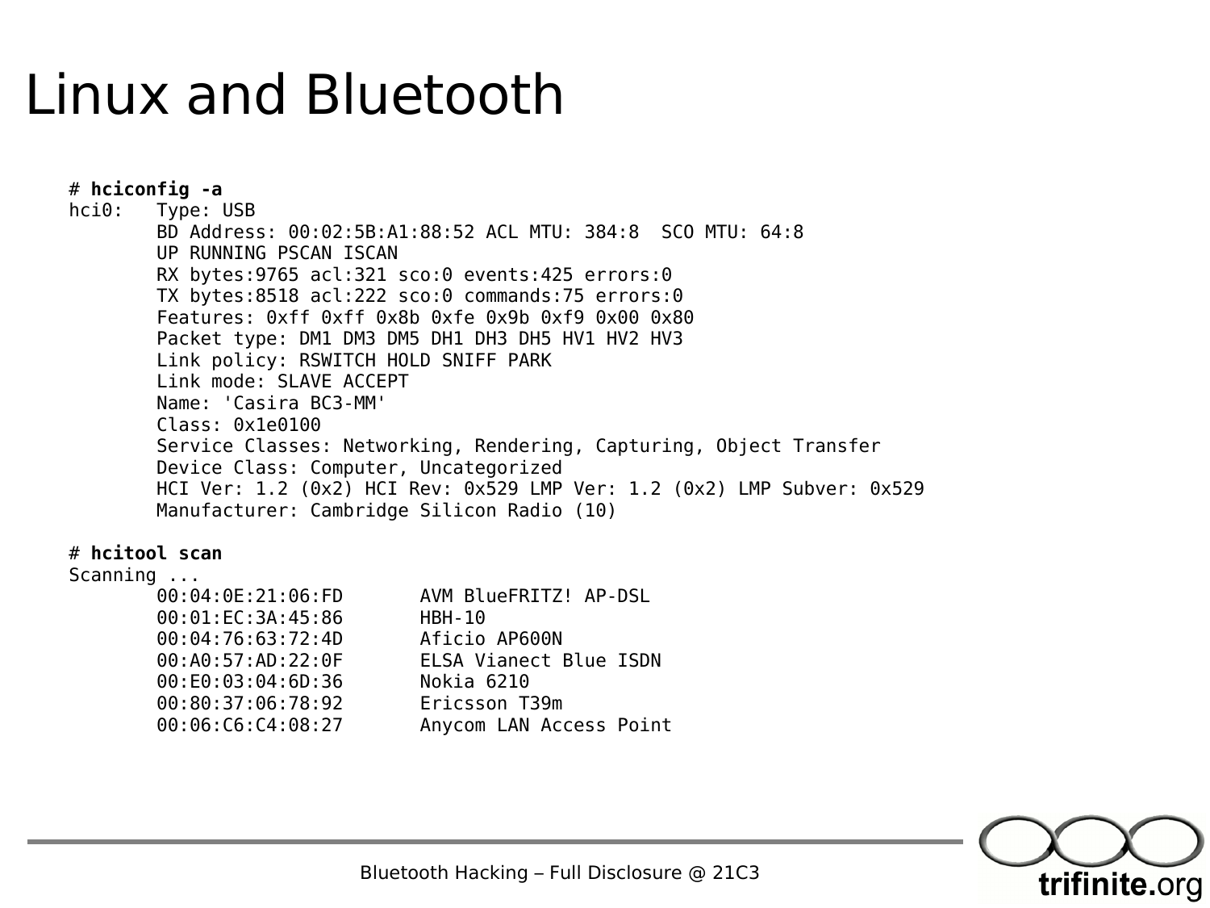# Linux and Bluetooth

```
# hciconfig -a
hci0:   Type: USB
        BD Address: 00:02:5B:A1:88:52 ACL MTU: 384:8  SCO MTU: 64:8
        UP RUNNING PSCAN ISCAN
        RX bytes:9765 acl:321 sco:0 events:425 errors:0
        TX bytes:8518 acl:222 sco:0 commands:75 errors:0
        Features: 0xff 0xff 0x8b 0xfe 0x9b 0xf9 0x00 0x80
        Packet type: DM1 DM3 DM5 DH1 DH3 DH5 HV1 HV2 HV3
        Link policy: RSWITCH HOLD SNIFF PARK
        Link mode: SLAVE ACCEPT
        Name: 'Casira BC3-MM'
        Class: 0x1e0100
        Service Classes: Networking, Rendering, Capturing, Object Transfer
        Device Class: Computer, Uncategorized
        HCI Ver: 1.2 (0x2) HCI Rev: 0x529 LMP Ver: 1.2 (0x2) LMP Subver: 0x529
        Manufacturer: Cambridge Silicon Radio (10)

# hcitool scan
Scanning ...
        00:04:0E:21:06:FD       AVM BlueFRITZ! AP-DSL
        00:01:EC:3A:45:86       HBH-10
        00:04:76:63:72:4D       Aficio AP600N
        00:A0:57:AD:22:0F       ELSA Vianect Blue ISDN
        00:E0:03:04:6D:36       Nokia 6210
        00:80:37:06:78:92       Ericsson T39m
        00:06:C6:C4:08:27       Anycom LAN Access Point
```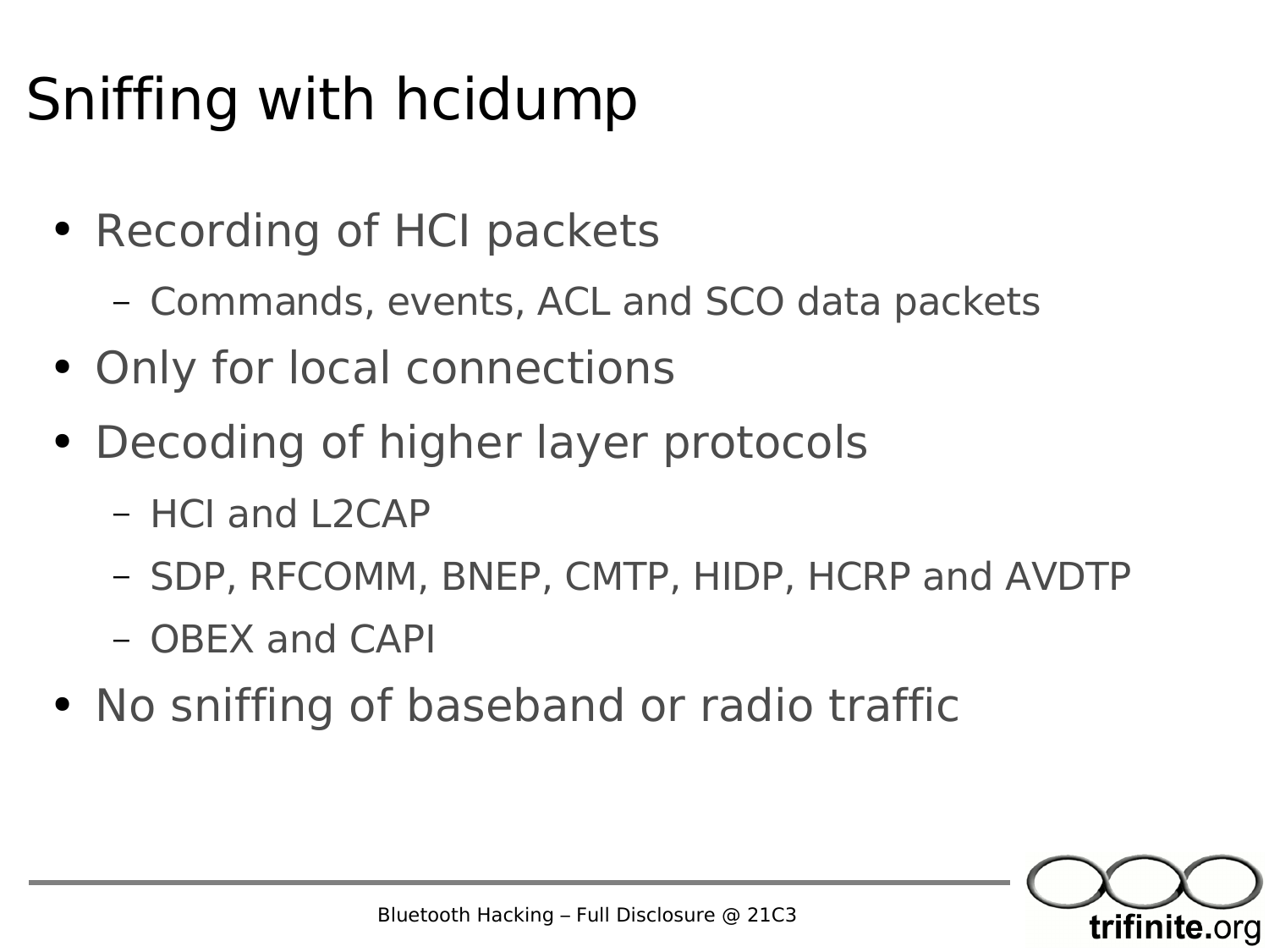# Sniffing with hcidump

- Recording of HCI packets
  - Commands, events, ACL and SCO data packets
- Only for local connections
- Decoding of higher layer protocols
  - HCI and L2CAP
  - SDP, RFCOMM, BNEP, CMTP, HIDP, HCRP and AVDTP
  - OBEX and CAPI
- No sniffing of baseband or radio traffic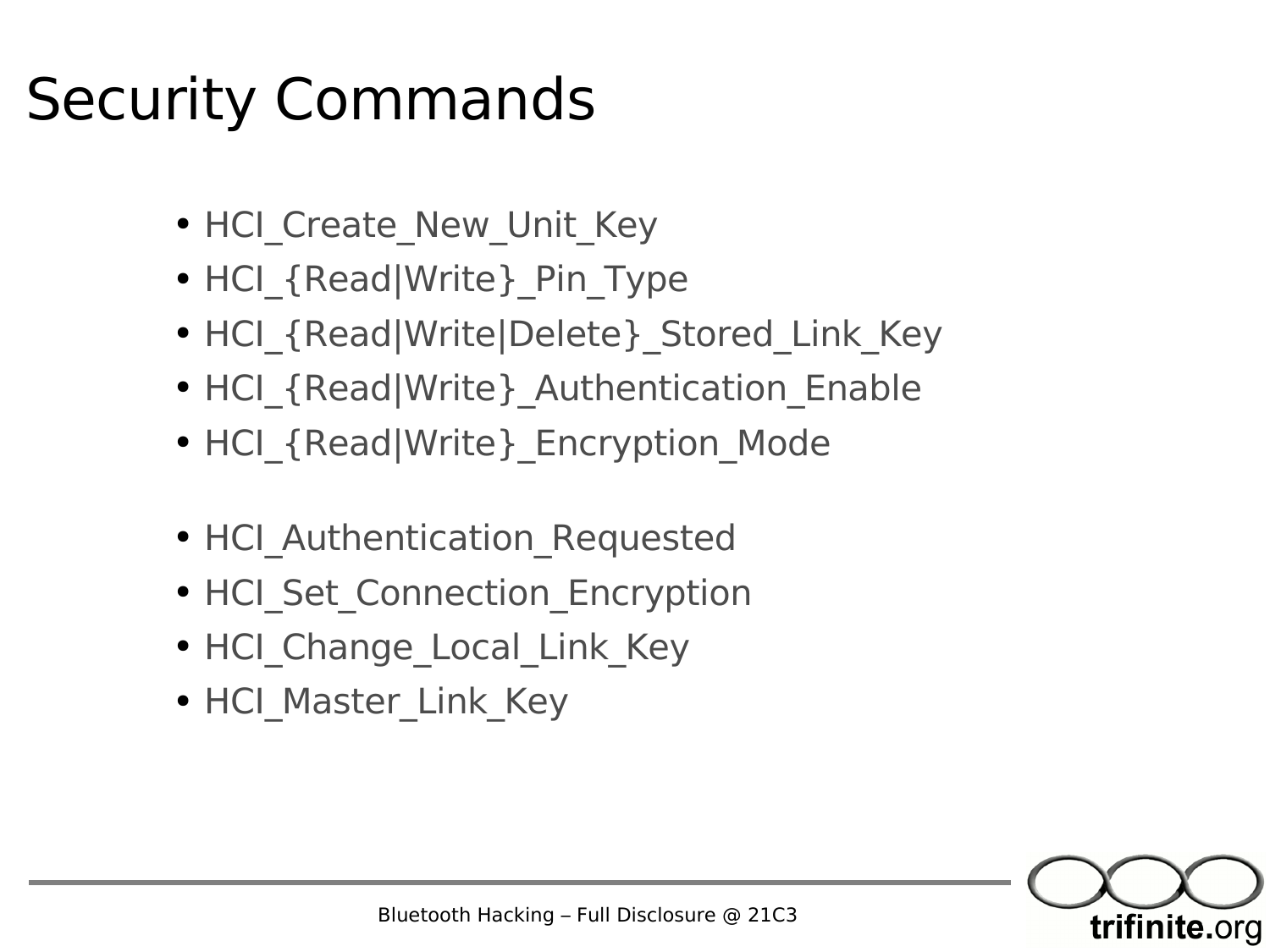# Security Commands

- HCI_Create_New_Unit_Key
- HCI_{Read|Write}_Pin_Type
- HCI_{Read|Write|Delete}_Stored_Link_Key
- HCI_{Read|Write}_Authentication_Enable
- HCI_{Read|Write}_Encryption_Mode

- HCI_Authentication_Requested
- HCI_Set_Connection_Encryption
- HCI_Change_Local_Link_Key
- HCI_Master_Link_Key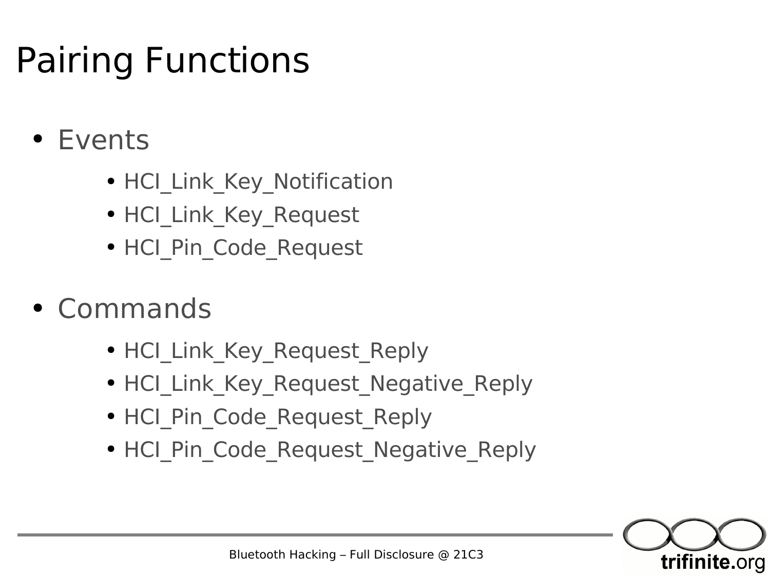# Pairing Functions

- Events
  - HCI_Link_Key_Notification
  - HCI_Link_Key_Request
  - HCI_Pin_Code_Request
- Commands
  - HCI_Link_Key_Request_Reply
  - HCI_Link_Key_Request_Negative_Reply
  - HCI_Pin_Code_Request_Reply
  - HCI_Pin_Code_Request_Negative_Reply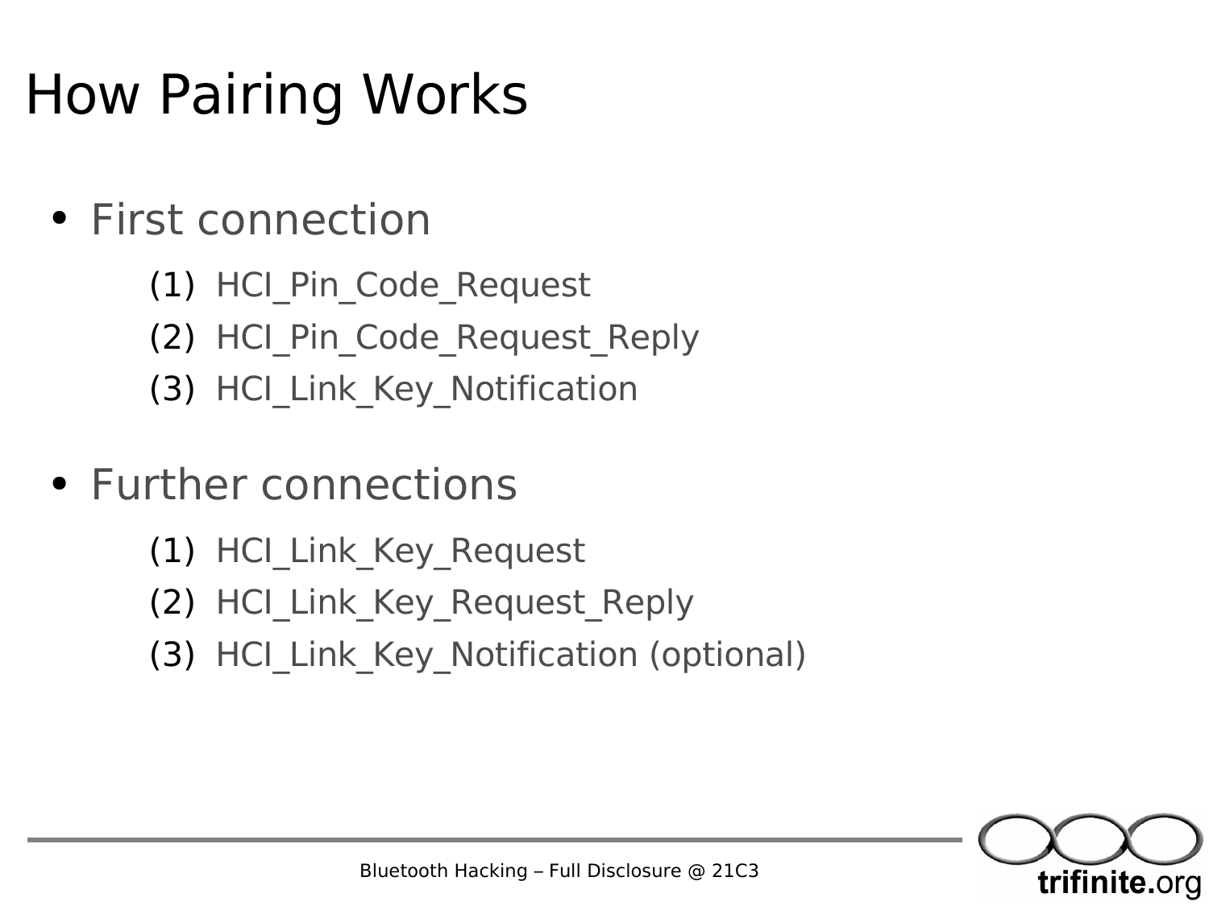# How Pairing Works

- First connection
  1. HCI_Pin_Code_Request
  2. HCI_Pin_Code_Request_Reply
  3. HCI_Link_Key_Notification

- Further connections
  1. HCI_Link_Key_Request
  2. HCI_Link_Key_Request_Reply
  3. HCI_Link_Key_Notification (optional)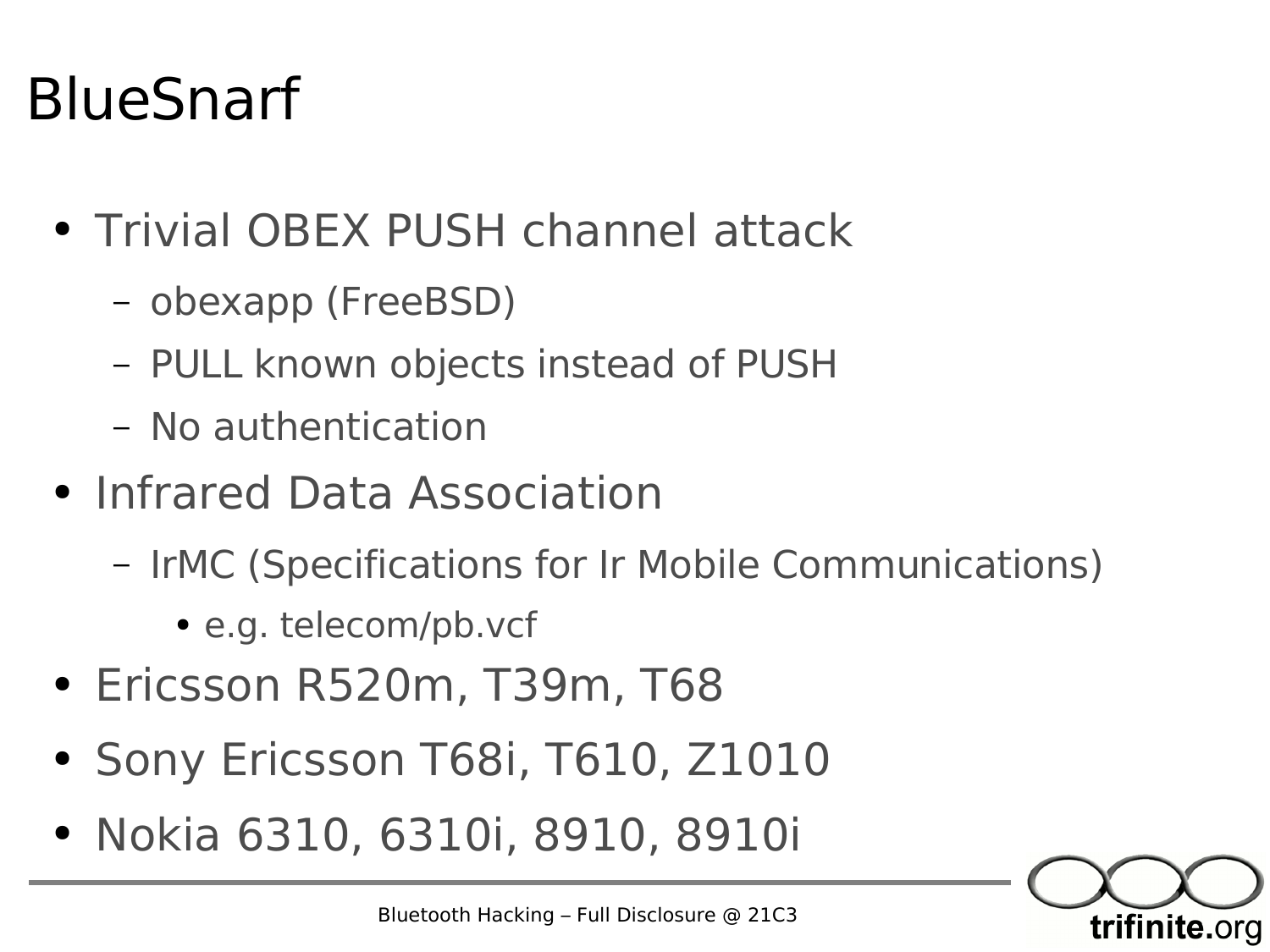# BlueSnarf

- Trivial OBEX PUSH channel attack
  - obexapp (FreeBSD)
  - PULL known objects instead of PUSH
  - No authentication
- Infrared Data Association
  - IrMC (Specifications for Ir Mobile Communications)
    - e.g. telecom/pb.vcf
- Ericsson R520m, T39m, T68
- Sony Ericsson T68i, T610, Z1010
- Nokia 6310, 6310i, 8910, 8910i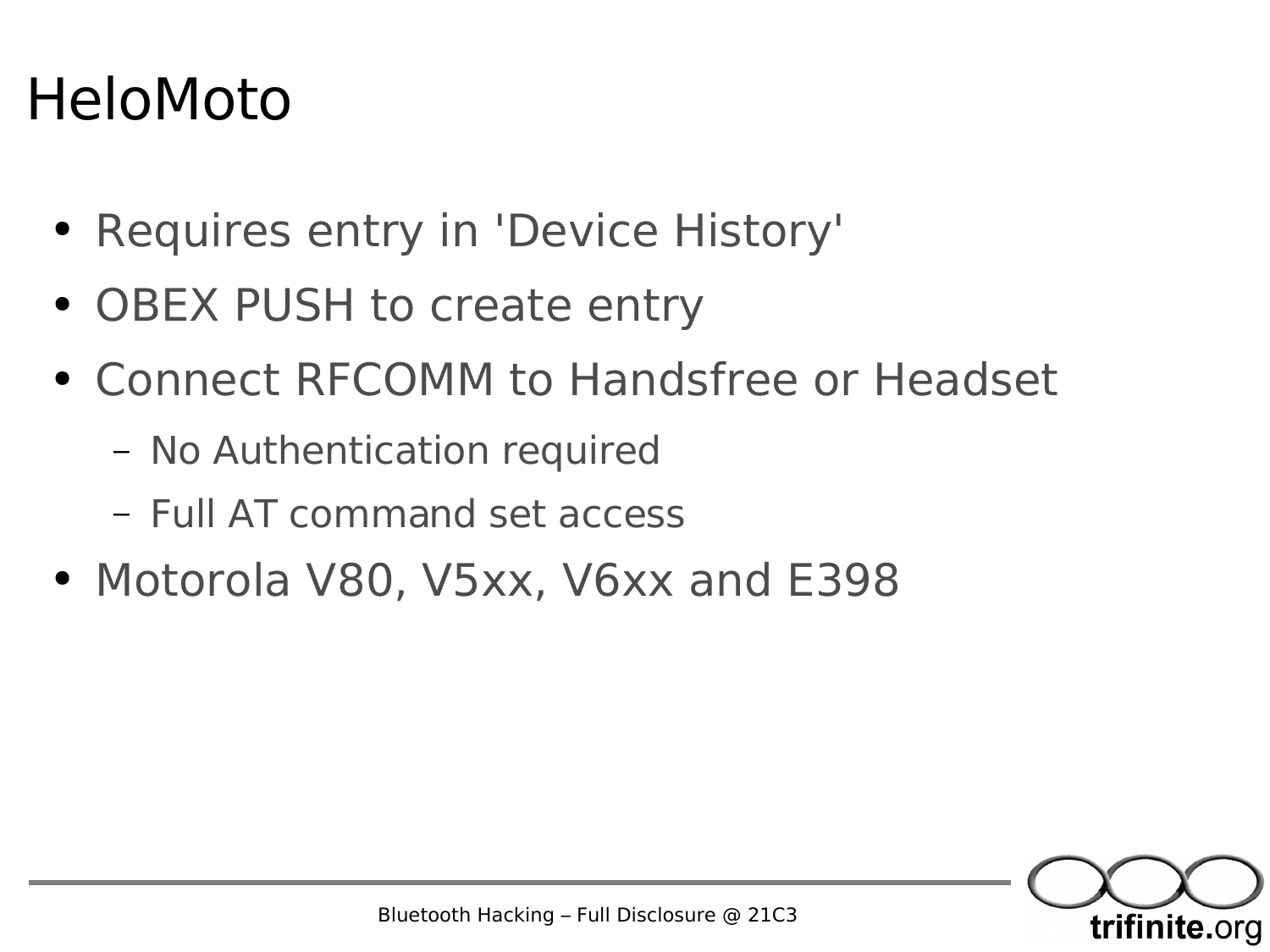# HeloMoto

- Requires entry in 'Device History'
- OBEX PUSH to create entry
- Connect RFCOMM to Handsfree or Headset
  - No Authentication required
  - Full AT command set access
- Motorola V80, V5xx, V6xx and E398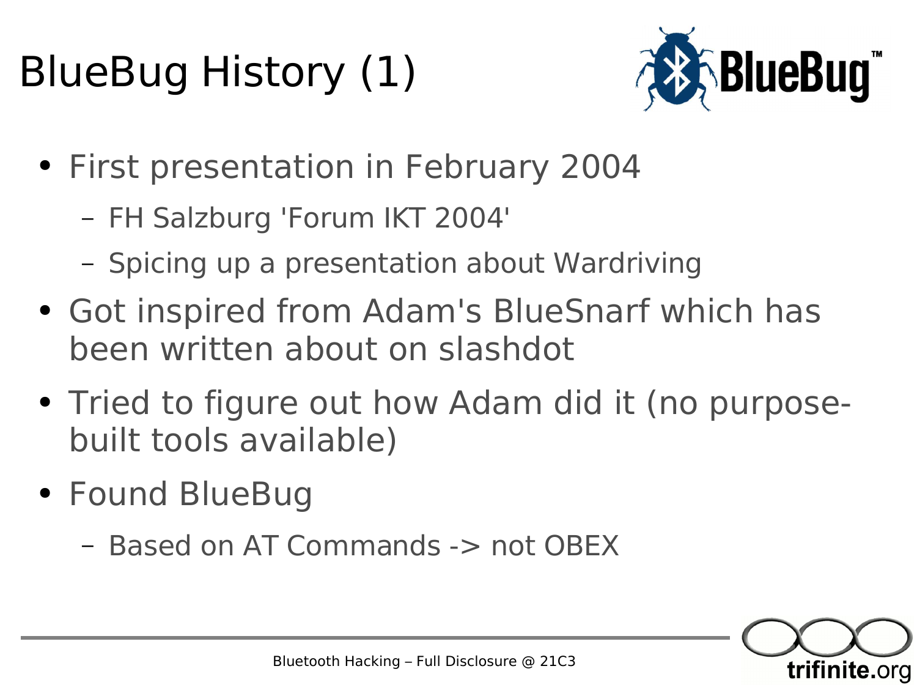# BlueBug History (1)

- First presentation in February 2004
  - FH Salzburg 'Forum IKT 2004'
  - Spicing up a presentation about Wardriving
- Got inspired from Adam's BlueSnarf which has been written about on slashdot
- Tried to figure out how Adam did it (no purpose-built tools available)
- Found BlueBug
  - Based on AT Commands -> not OBEX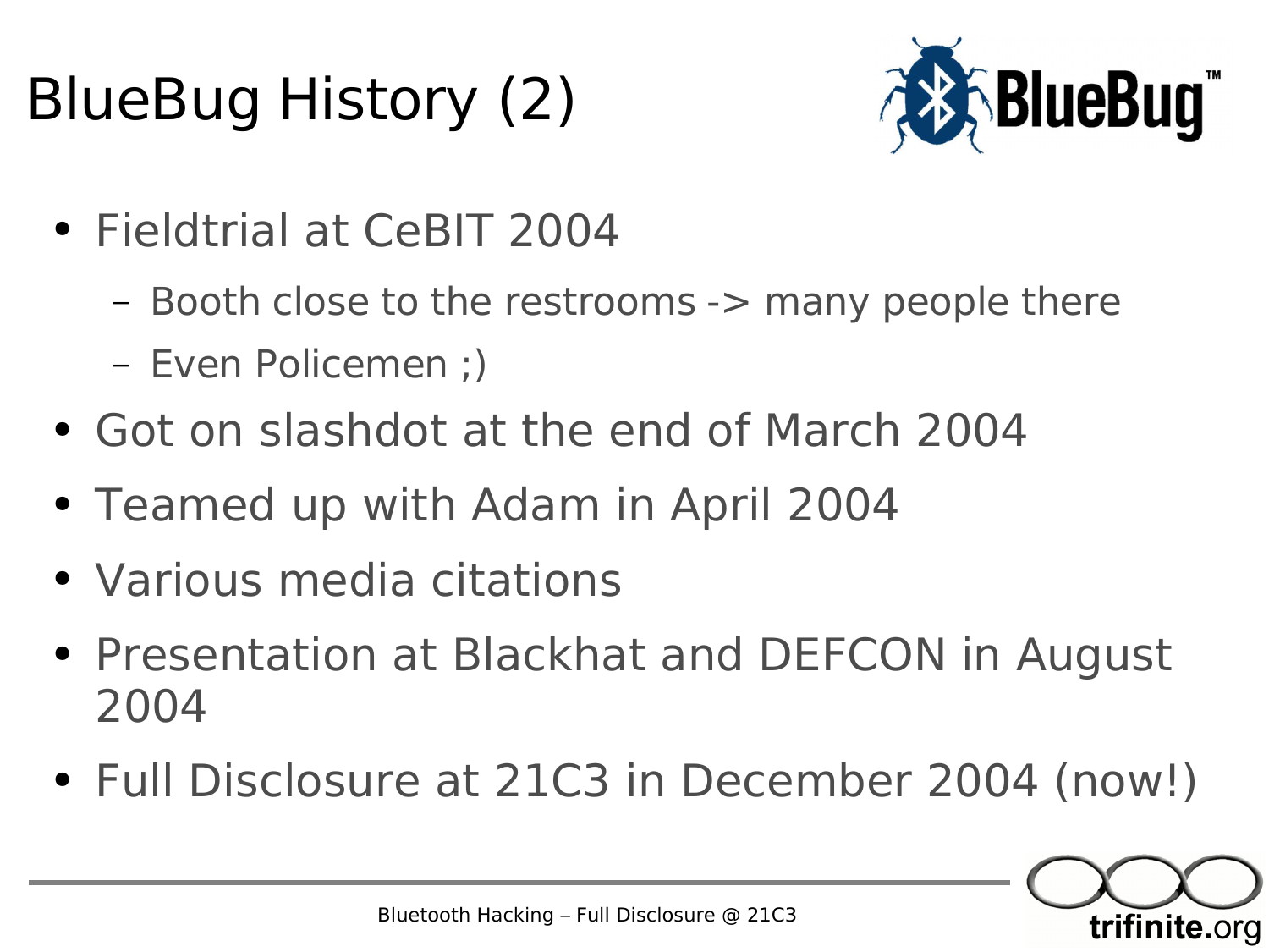# BlueBug History (2)

- Fieldtrial at CeBIT 2004
  - Booth close to the restrooms -> many people there
  - Even Policemen ;)
- Got on slashdot at the end of March 2004
- Teamed up with Adam in April 2004
- Various media citations
- Presentation at Blackhat and DEFCON in August 2004
- Full Disclosure at 21C3 in December 2004 (now!)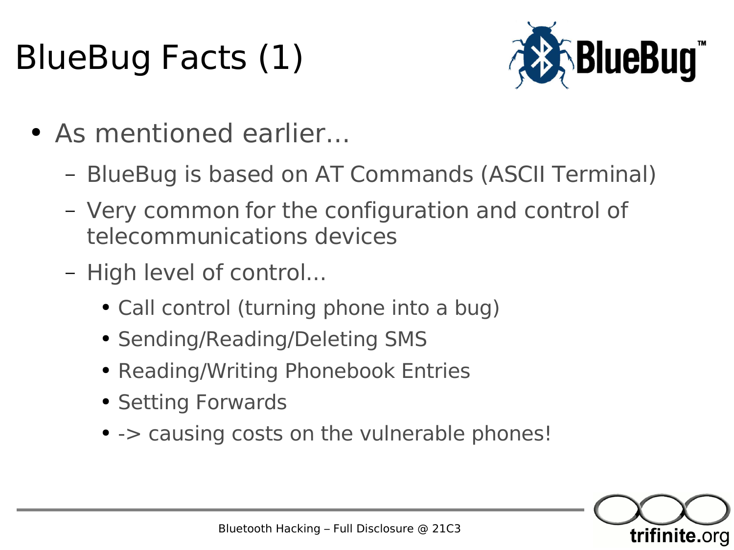# BlueBug Facts (1)

- As mentioned earlier...
  - BlueBug is based on AT Commands (ASCII Terminal)
  - Very common for the configuration and control of telecommunications devices
  - High level of control...
    - Call control (turning phone into a bug)
    - Sending/Reading/Deleting SMS
    - Reading/Writing Phonebook Entries
    - Setting Forwards
    - -> causing costs on the vulnerable phones!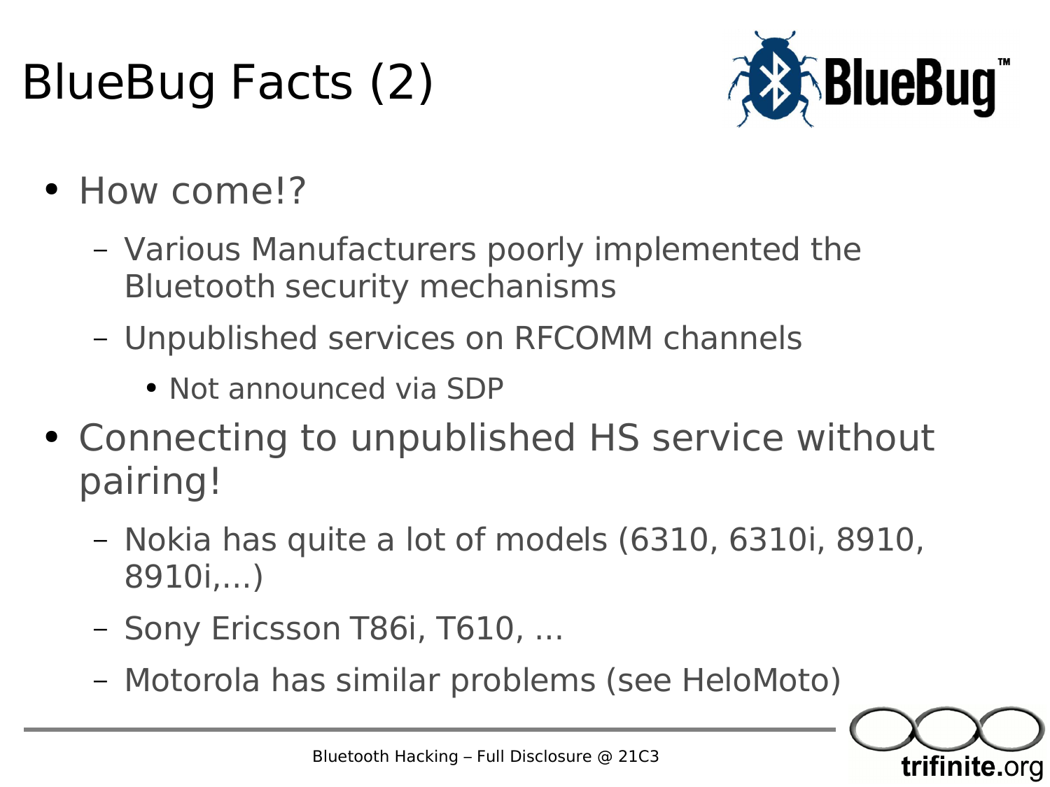# BlueBug Facts (2)

- How come!?
  - Various Manufacturers poorly implemented the Bluetooth security mechanisms
  - Unpublished services on RFCOMM channels
    - Not announced via SDP
- Connecting to unpublished HS service without pairing!
  - Nokia has quite a lot of models (6310, 6310i, 8910, 8910i,...)
  - Sony Ericsson T86i, T610, ...
  - Motorola has similar problems (see HeloMoto)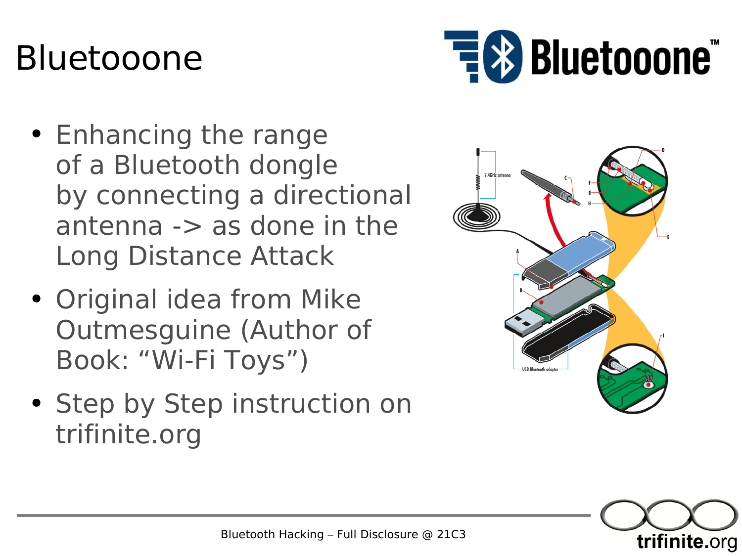# Bluetooone

- Enhancing the range of a Bluetooth dongle by connecting a directional antenna -> as done in the Long Distance Attack
- Original idea from Mike Outmesguine (Author of Book: “Wi-Fi Toys”)
- Step by Step instruction on trifinite.org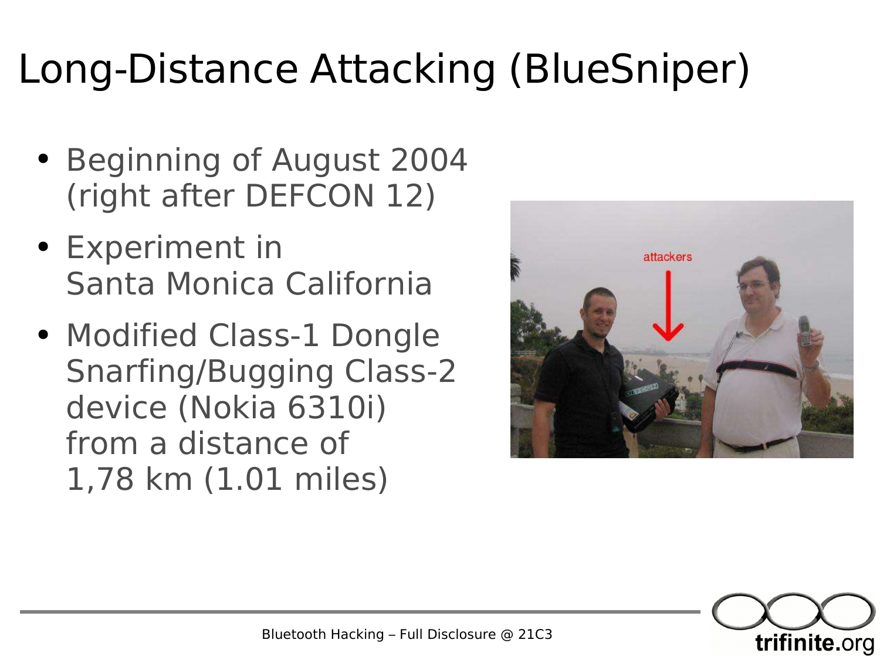# Long-Distance Attacking (BlueSniper)

- Beginning of August 2004 (right after DEFCON 12)
- Experiment in Santa Monica California
- Modified Class-1 Dongle Snarfing/Bugging Class-2 device (Nokia 6310i) from a distance of 1,78 km (1.01 miles)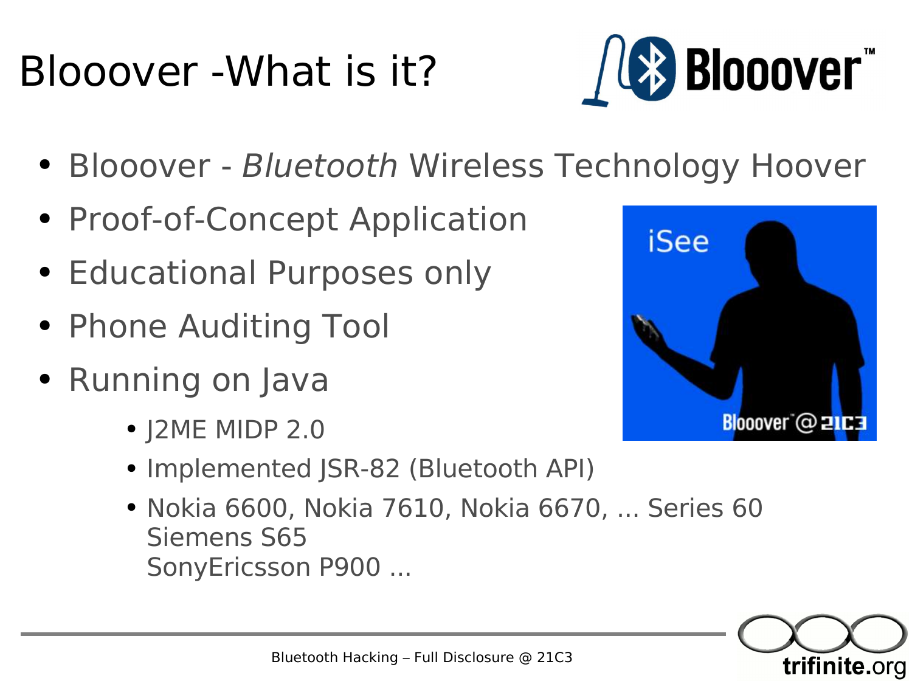# Blooover -What is it?

- Blooover - *Bluetooth* Wireless Technology Hoover
- Proof-of-Concept Application
- Educational Purposes only
- Phone Auditing Tool
- Running on Java
  - J2ME MIDP 2.0
  - Implemented JSR-82 (Bluetooth API)
  - Nokia 6600, Nokia 7610, Nokia 6670, ... Series 60
    Siemens S65
    SonyEricsson P900 ...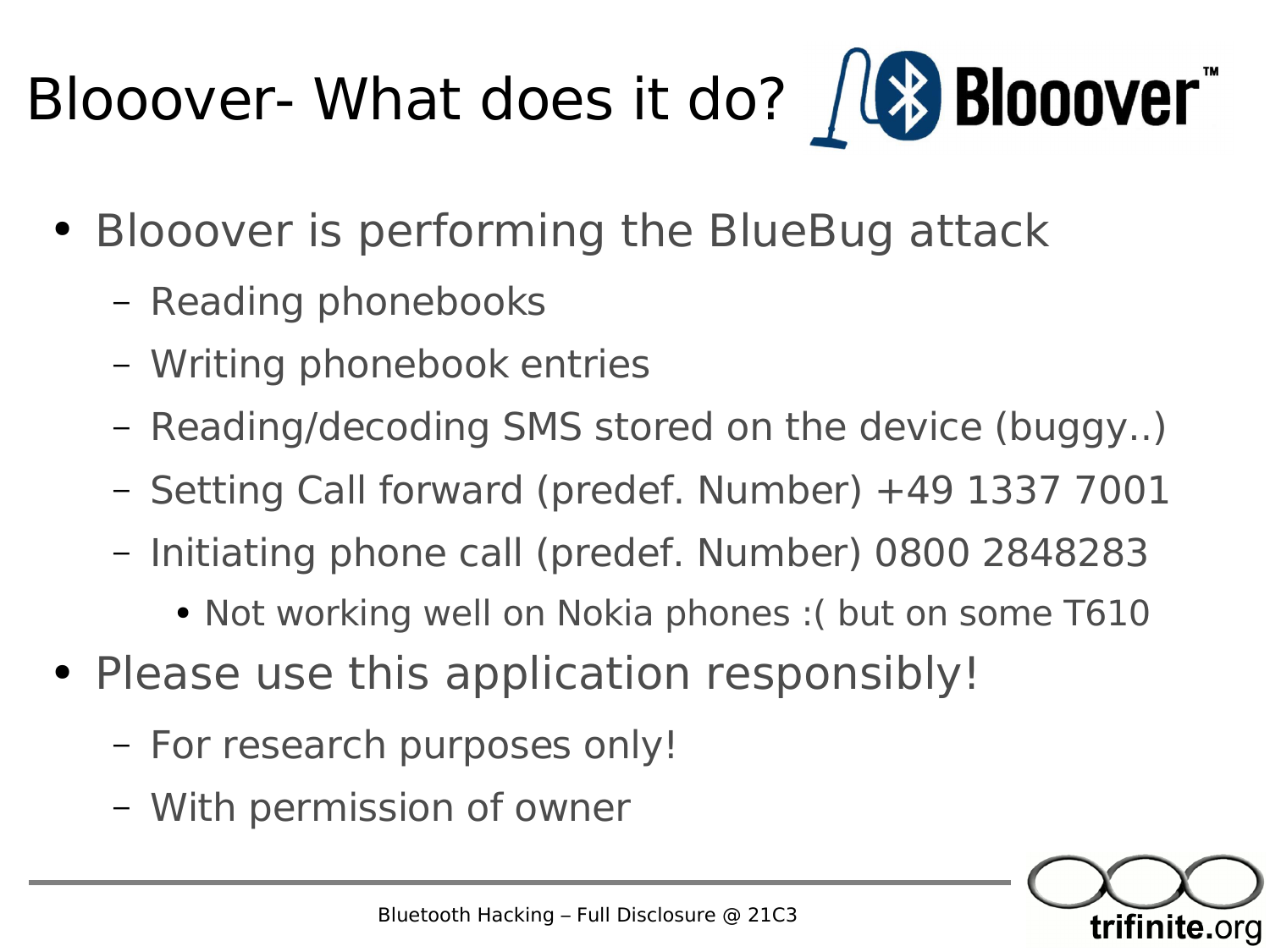# Blooover- What does it do?

- Blooover is performing the BlueBug attack
  - Reading phonebooks
  - Writing phonebook entries
  - Reading/decoding SMS stored on the device (buggy..)
  - Setting Call forward (predef. Number) +49 1337 7001
  - Initiating phone call (predef. Number) 0800 2848283
    - Not working well on Nokia phones :( but on some T610
- Please use this application responsibly!
  - For research purposes only!
  - With permission of owner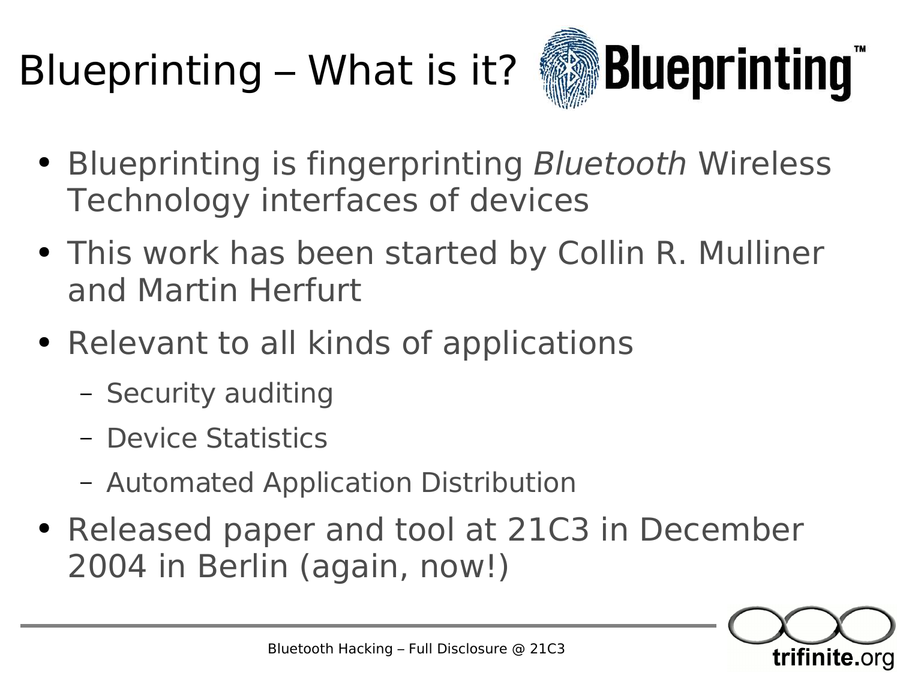# Blueprinting – What is it?

- Blueprinting is fingerprinting *Bluetooth* Wireless Technology interfaces of devices
- This work has been started by Collin R. Mulliner and Martin Herfurt
- Relevant to all kinds of applications
  - Security auditing
  - Device Statistics
  - Automated Application Distribution
- Released paper and tool at 21C3 in December 2004 in Berlin (again, now!)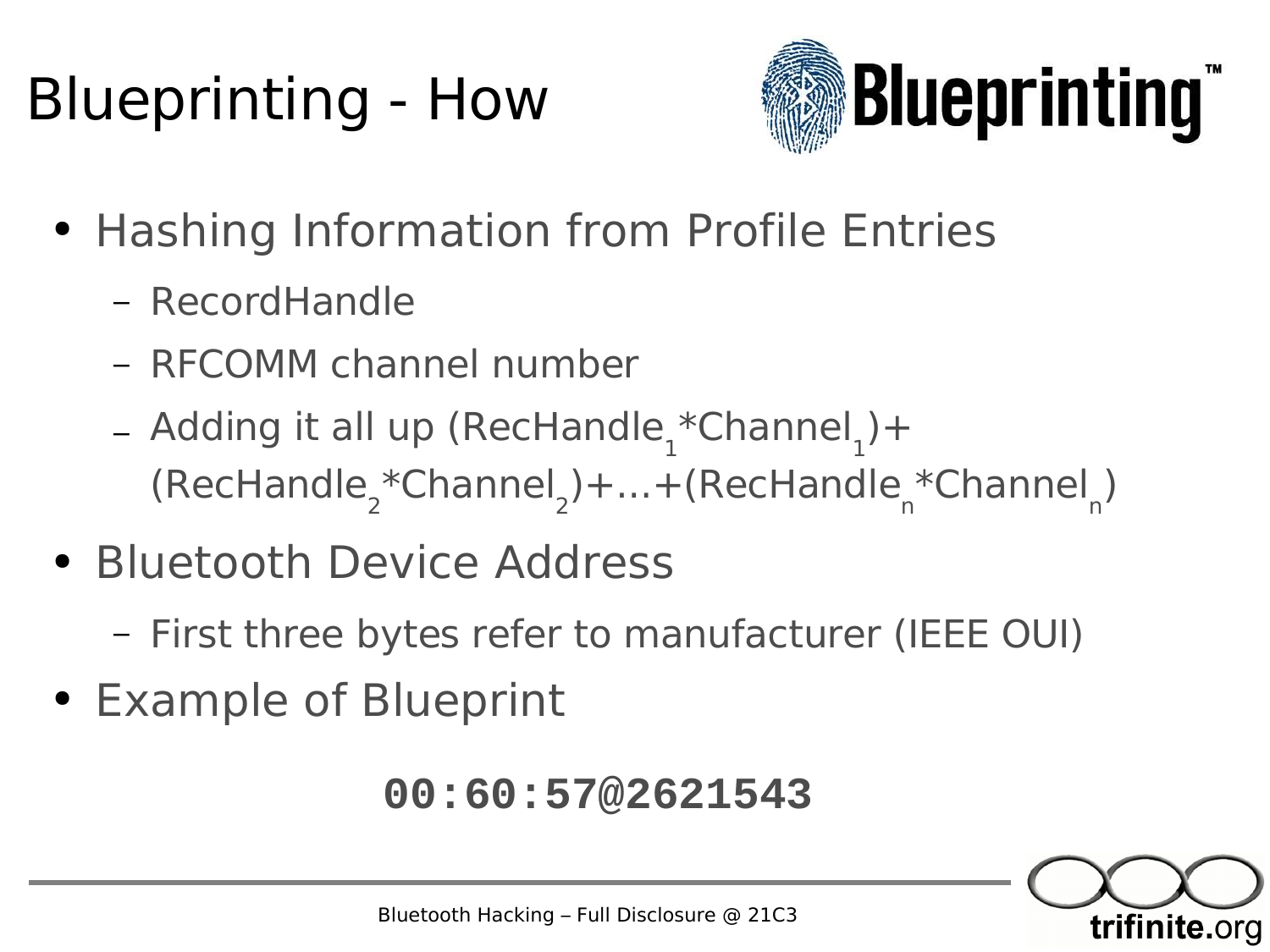# Blueprinting - How

- Hashing Information from Profile Entries
  - RecordHandle
  - RFCOMM channel number
  - Adding it all up $(RecHandle_1 * Channel_1) + (RecHandle_2 * Channel_2) + \ldots + (RecHandle_n * Channel_n)$
- Bluetooth Device Address
  - First three bytes refer to manufacturer (IEEE OUI)
- Example of Blueprint

**00:60:57@2621543**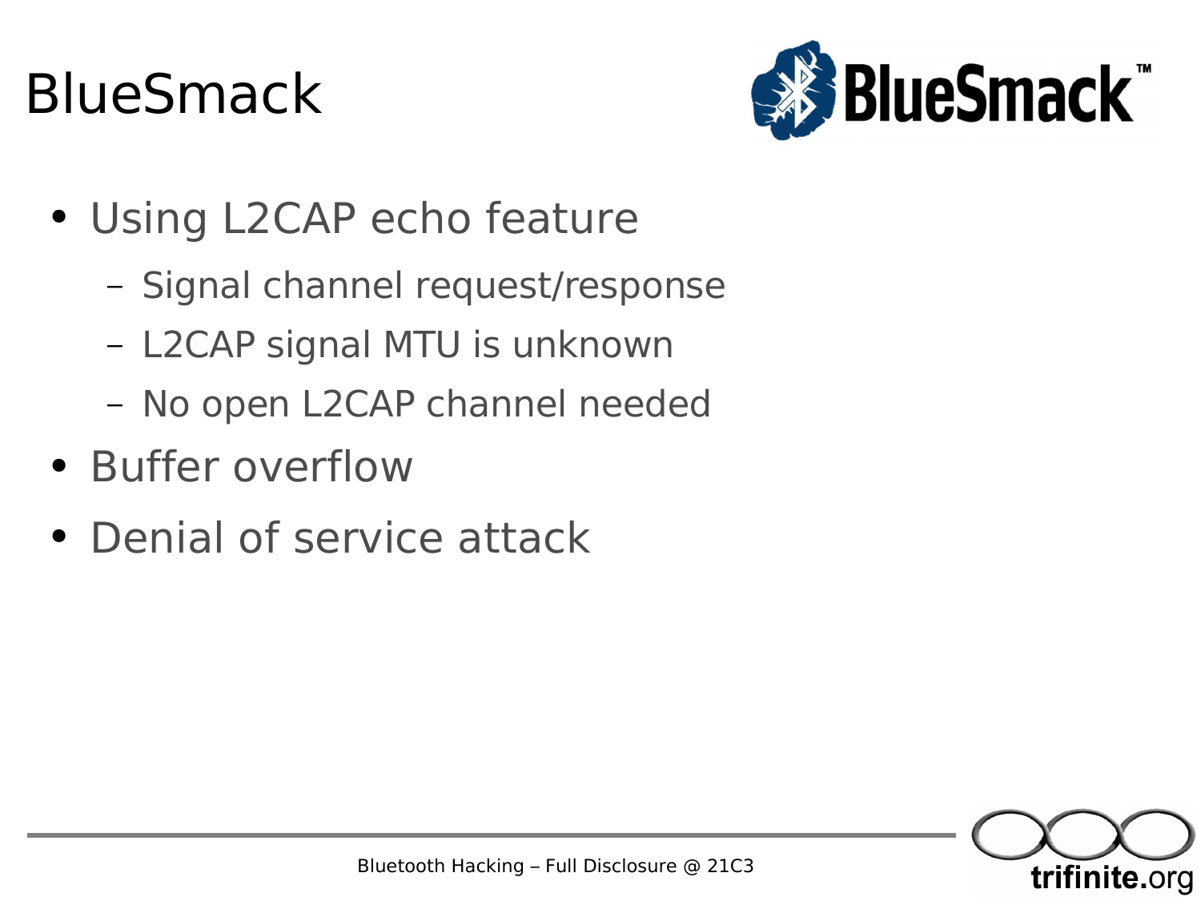# BlueSmack

- Using L2CAP echo feature
  - Signal channel request/response
  - L2CAP signal MTU is unknown
  - No open L2CAP channel needed
- Buffer overflow
- Denial of service attack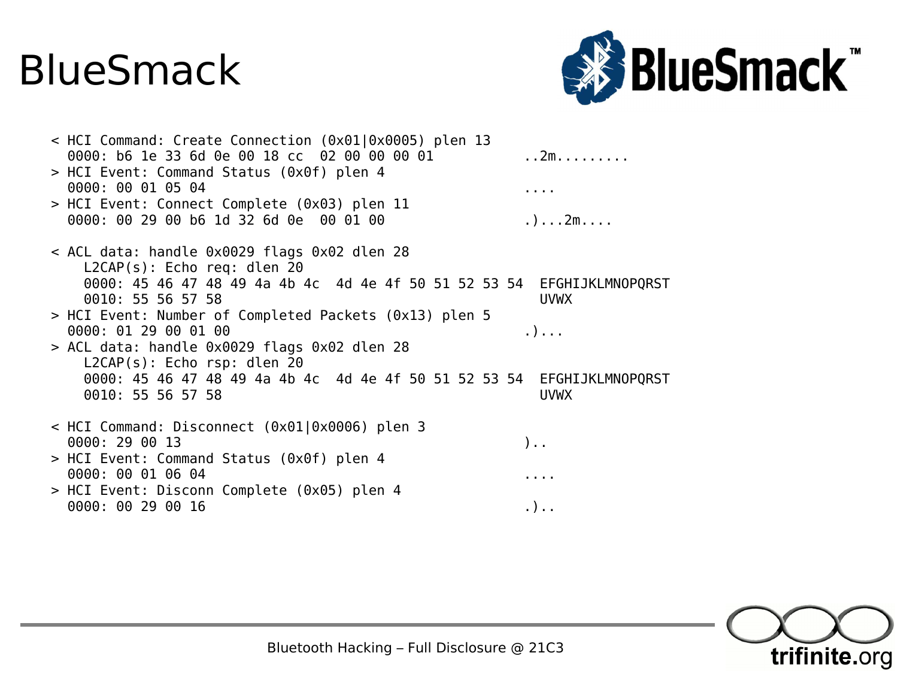# BlueSmack

```
< HCI Command: Create Connection (0x01|0x0005) plen 13
  0000: b6 1e 33 6d 0e 00 18 cc  02 00 00 00 01          ..2m.........
> HCI Event: Command Status (0x0f) plen 4
  0000: 00 01 05 04                                      ....
> HCI Event: Connect Complete (0x03) plen 11
  0000: 00 29 00 b6 1d 32 6d 0e  00 01 00                .)...2m....

< ACL data: handle 0x0029 flags 0x02 dlen 28
    L2CAP(s): Echo req: dlen 20
    0000: 45 46 47 48 49 4a 4b 4c  4d 4e 4f 50 51 52 53 54  EFGHIJKLMNOPQRST
    0010: 55 56 57 58                                      UVWX
> HCI Event: Number of Completed Packets (0x13) plen 5
  0000: 01 29 00 01 00                                   .)...
> ACL data: handle 0x0029 flags 0x02 dlen 28
    L2CAP(s): Echo rsp: dlen 20
    0000: 45 46 47 48 49 4a 4b 4c  4d 4e 4f 50 51 52 53 54  EFGHIJKLMNOPQRST
    0010: 55 56 57 58                                      UVWX

< HCI Command: Disconnect (0x01|0x0006) plen 3
  0000: 29 00 13                                         )..
> HCI Event: Command Status (0x0f) plen 4
  0000: 00 01 06 04                                      ....
> HCI Event: Disconn Complete (0x05) plen 4
  0000: 00 29 00 16                                      .)..
```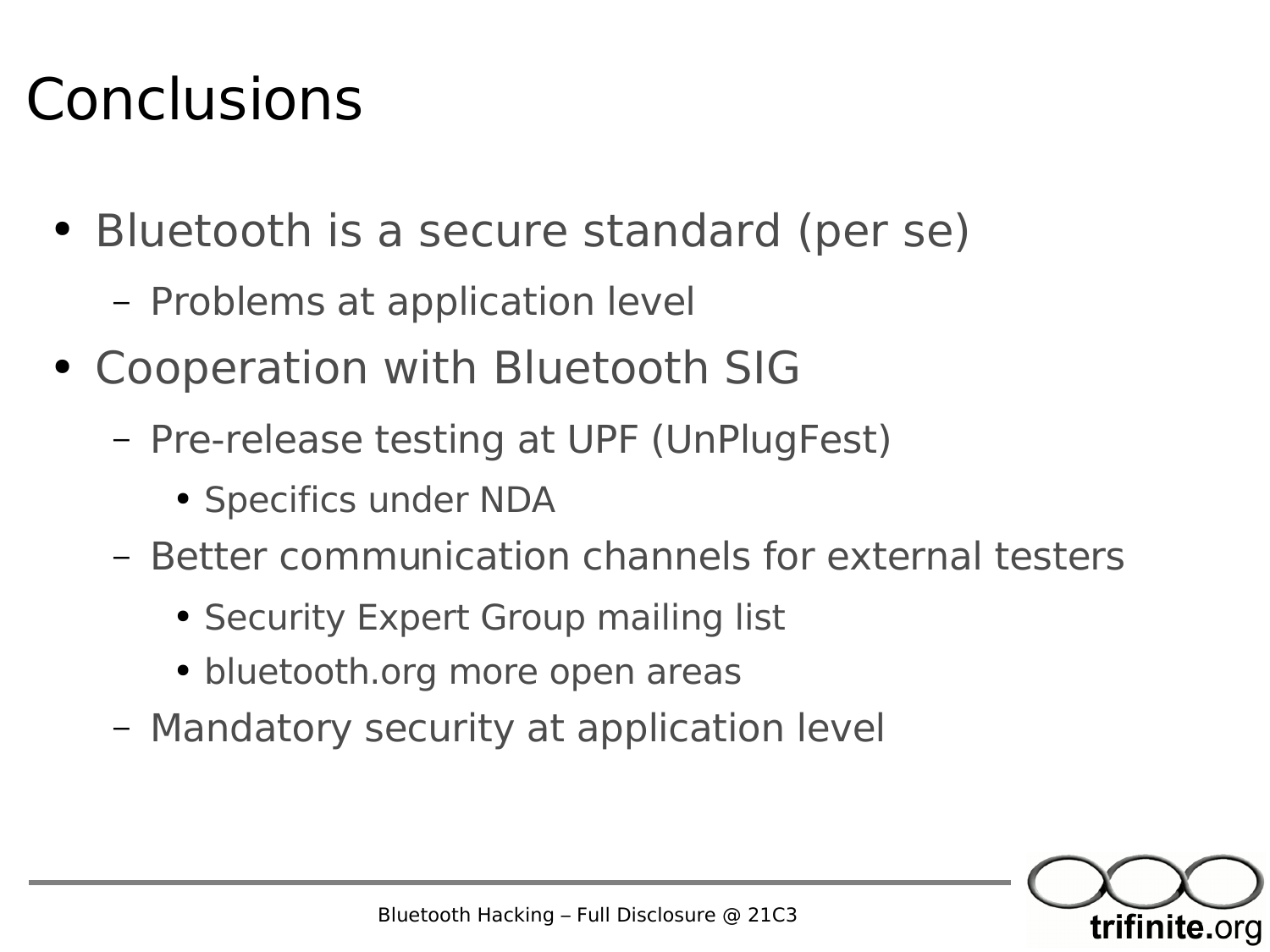# Conclusions

- Bluetooth is a secure standard (per se)
  - Problems at application level
- Cooperation with Bluetooth SIG
  - Pre-release testing at UPF (UnPlugFest)
    - Specifics under NDA
  - Better communication channels for external testers
    - Security Expert Group mailing list
    - bluetooth.org more open areas
  - Mandatory security at application level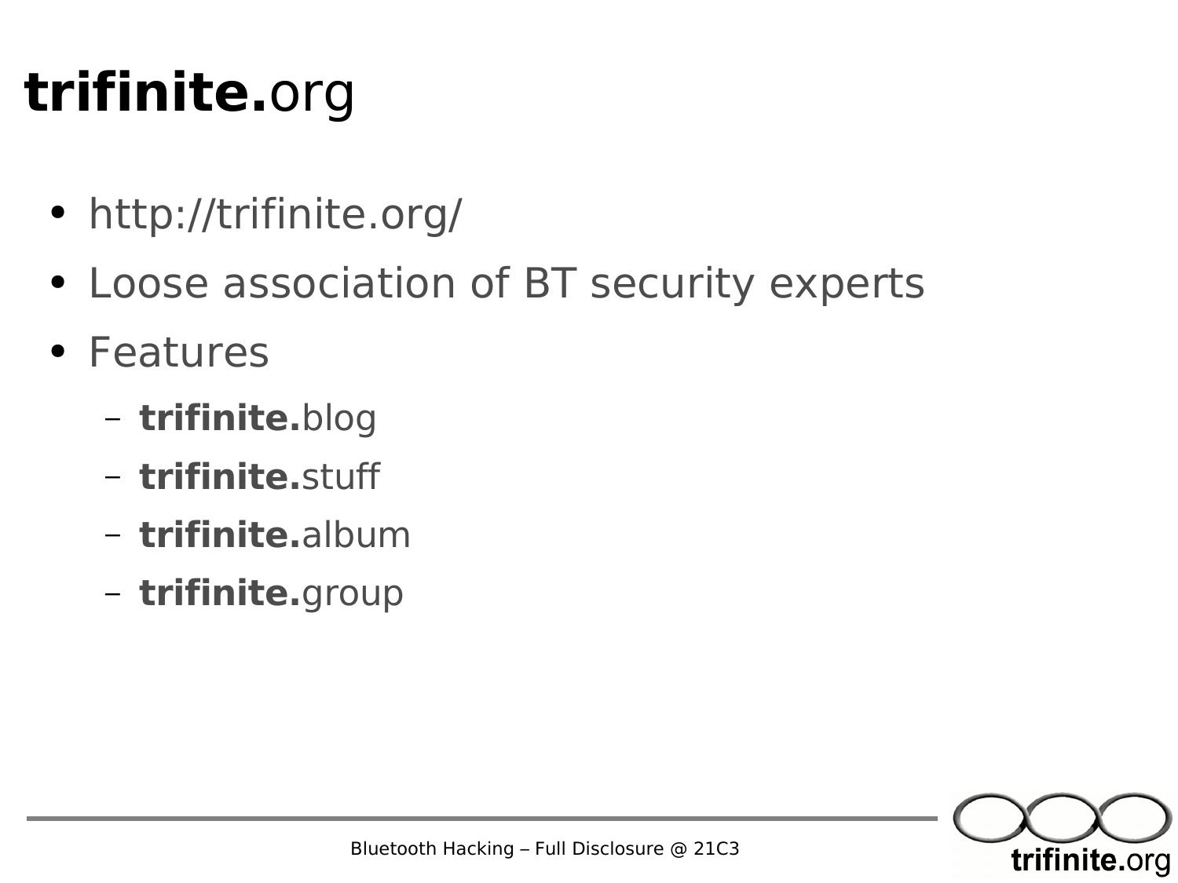# **trifinite.**org

- http://trifinite.org/
- Loose association of BT security experts
- Features
  - **trifinite.**blog
  - **trifinite.**stuff
  - **trifinite.**album
  - **trifinite.**group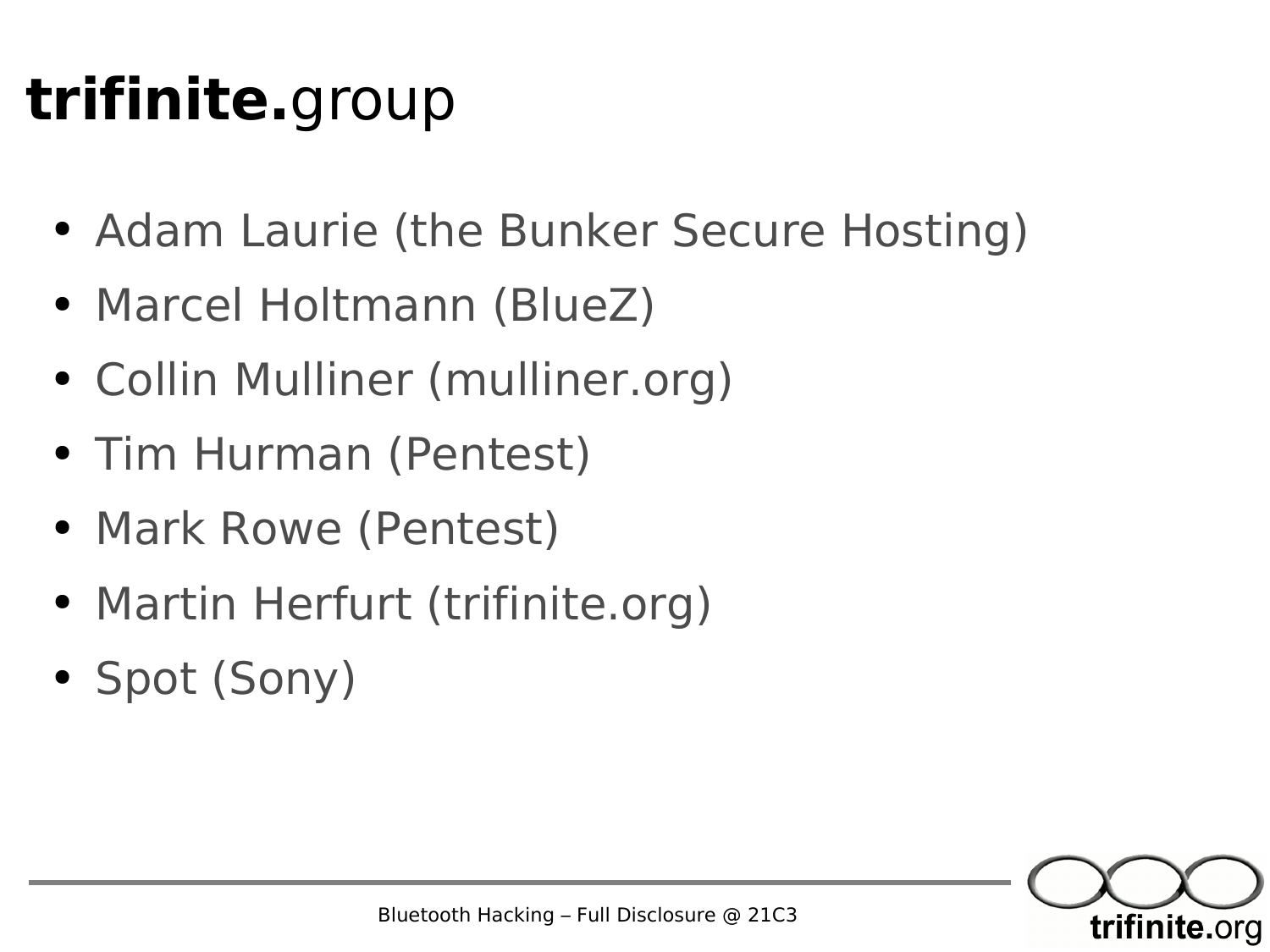# **trifinite.**group

- Adam Laurie (the Bunker Secure Hosting)
- Marcel Holtmann (BlueZ)
- Collin Mulliner (mulliner.org)
- Tim Hurman (Pentest)
- Mark Rowe (Pentest)
- Martin Herfurt (trifinite.org)
- Spot (Sony)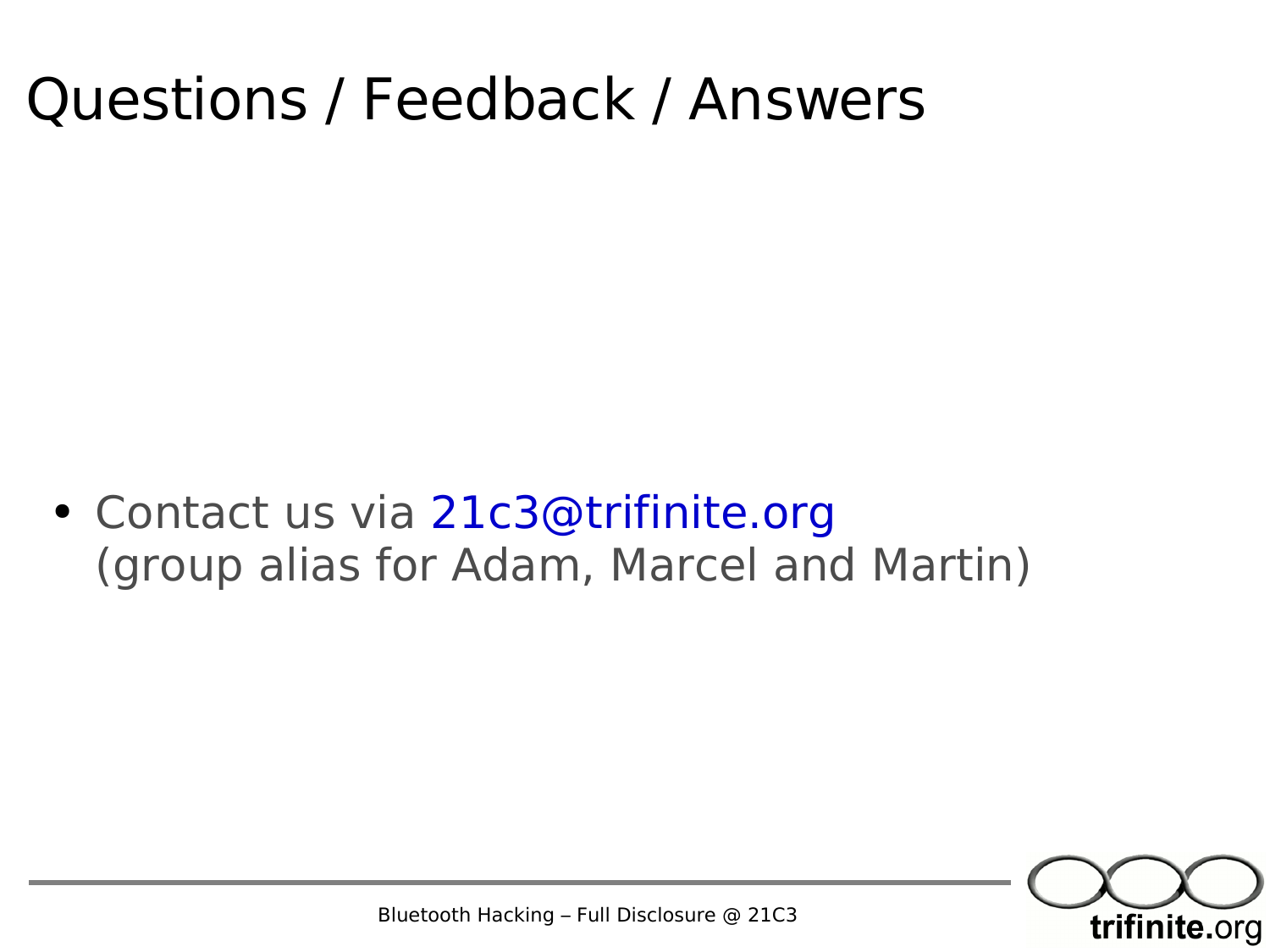# Questions / Feedback / Answers

- Contact us via 21c3@trifinite.org
  (group alias for Adam, Marcel and Martin)